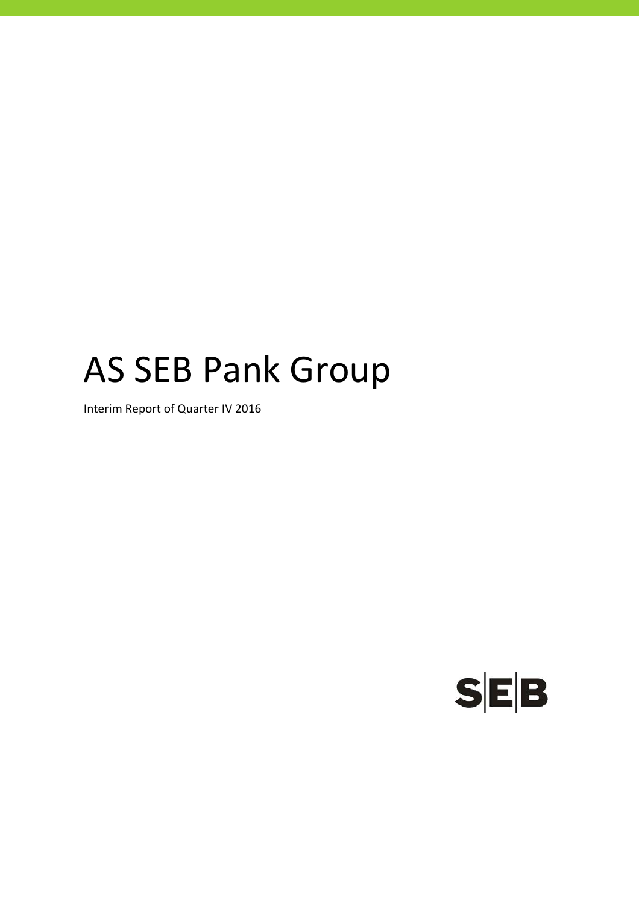# AS SEB Pank Group

Interim Report of Quarter IV 2016

SEB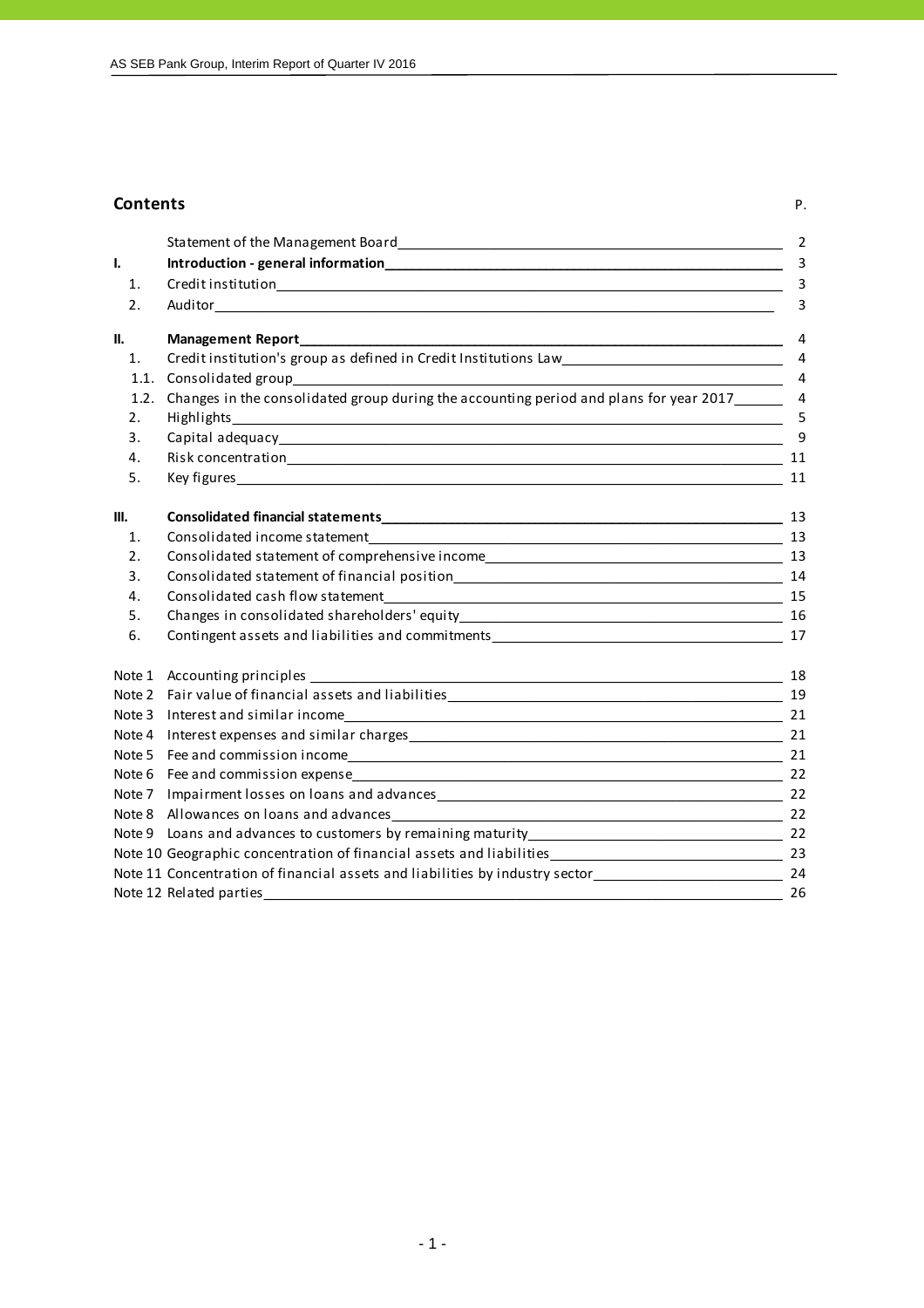## Contents

| | | P. |
|---|---|---|
| | Statement of the Management Board | 2 |
| **I.** | **Introduction - general information** | 3 |
| 1. | Credit institution | 3 |
| 2. | Auditor | 3 |
| **II.** | **Management Report** | 4 |
| 1. | Credit institution's group as defined in Credit Institutions Law | 4 |
| 1.1. | Consolidated group | 4 |
| 1.2. | Changes in the consolidated group during the accounting period and plans for year 2017 | 4 |
| 2. | Highlights | 5 |
| 3. | Capital adequacy | 9 |
| 4. | Risk concentration | 11 |
| 5. | Key figures | 11 |
| **III.** | **Consolidated financial statements** | 13 |
| 1. | Consolidated income statement | 13 |
| 2. | Consolidated statement of comprehensive income | 13 |
| 3. | Consolidated statement of financial position | 14 |
| 4. | Consolidated cash flow statement | 15 |
| 5. | Changes in consolidated shareholders' equity | 16 |
| 6. | Contingent assets and liabilities and commitments | 17 |
| Note 1 | Accounting principles | 18 |
| Note 2 | Fair value of financial assets and liabilities | 19 |
| Note 3 | Interest and similar income | 21 |
| Note 4 | Interest expenses and similar charges | 21 |
| Note 5 | Fee and commission income | 21 |
| Note 6 | Fee and commission expense | 22 |
| Note 7 | Impairment losses on loans and advances | 22 |
| Note 8 | Allowances on loans and advances | 22 |
| Note 9 | Loans and advances to customers by remaining maturity | 22 |
| Note 10 | Geographic concentration of financial assets and liabilities | 23 |
| Note 11 | Concentration of financial assets and liabilities by industry sector | 24 |
| Note 12 | Related parties | 26 |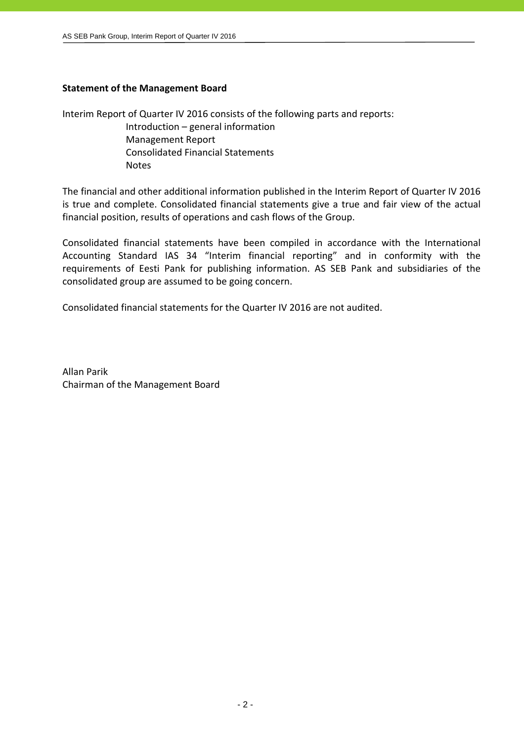**Statement of the Management Board**

Interim Report of Quarter IV 2016 consists of the following parts and reports:

- Introduction – general information
- Management Report
- Consolidated Financial Statements
- Notes

The financial and other additional information published in the Interim Report of Quarter IV 2016 is true and complete. Consolidated financial statements give a true and fair view of the actual financial position, results of operations and cash flows of the Group.

Consolidated financial statements have been compiled in accordance with the International Accounting Standard IAS 34 "Interim financial reporting" and in conformity with the requirements of Eesti Pank for publishing information. AS SEB Pank and subsidiaries of the consolidated group are assumed to be going concern.

Consolidated financial statements for the Quarter IV 2016 are not audited.

Allan Parik
Chairman of the Management Board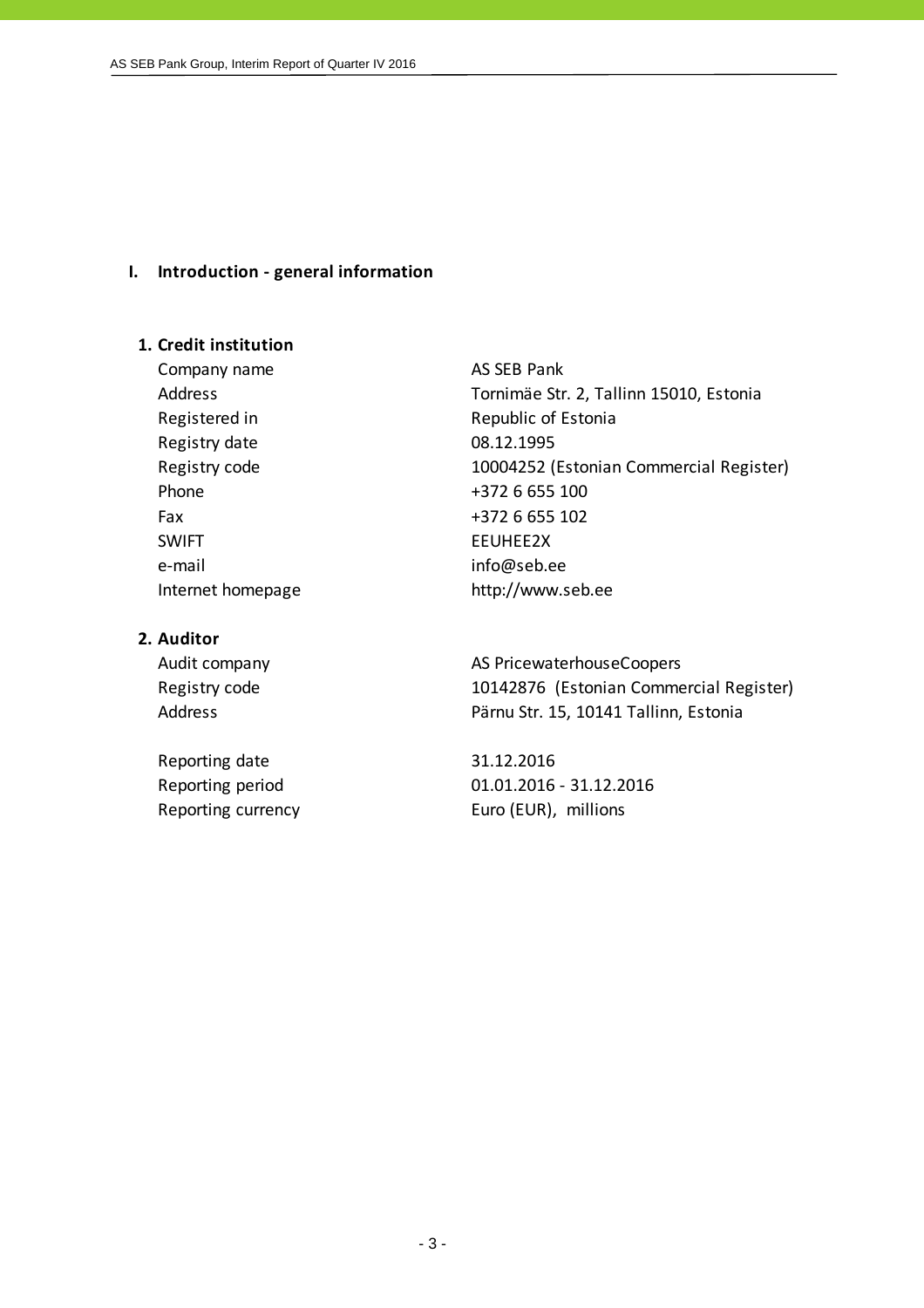# I. Introduction - general information

### 1. Credit institution

| | |
|---|---|
| Company name | AS SEB Pank |
| Address | Tornimäe Str. 2, Tallinn 15010, Estonia |
| Registered in | Republic of Estonia |
| Registry date | 08.12.1995 |
| Registry code | 10004252 (Estonian Commercial Register) |
| Phone | +372 6 655 100 |
| Fax | +372 6 655 102 |
| SWIFT | EEUHEE2X |
| e-mail | info@seb.ee |
| Internet homepage | http://www.seb.ee |

### 2. Auditor

| | |
|---|---|
| Audit company | AS PricewaterhouseCoopers |
| Registry code | 10142876 (Estonian Commercial Register) |
| Address | Pärnu Str. 15, 10141 Tallinn, Estonia |

| | |
|---|---|
| Reporting date | 31.12.2016 |
| Reporting period | 01.01.2016 - 31.12.2016 |
| Reporting currency | Euro (EUR), millions |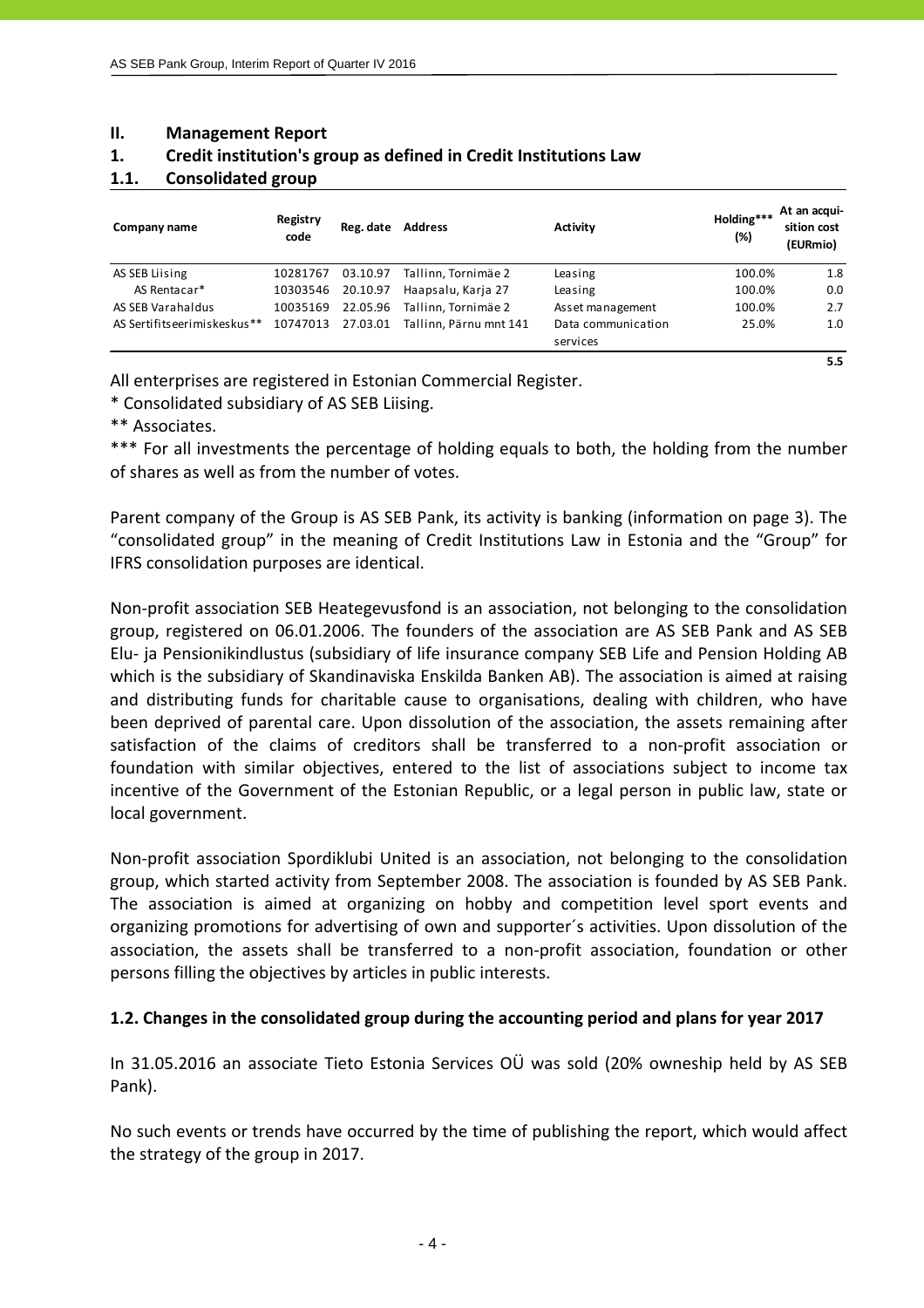## II. Management Report

### 1. Credit institution's group as defined in Credit Institutions Law

### 1.1. Consolidated group

| Company name | Registry code | Reg. date | Address | Activity | Holding*** (%) | At an acquisition cost (EURmio) |
|---|---|---|---|---|---|---|
| AS SEB Liising | 10281767 | 03.10.97 | Tallinn, Tornimäe 2 | Leasing | 100.0% | 1.8 |
| AS Rentacar* | 10303546 | 20.10.97 | Haapsalu, Karja 27 | Leasing | 100.0% | 0.0 |
| AS SEB Varahaldus | 10035169 | 22.05.96 | Tallinn, Tornimäe 2 | Asset management | 100.0% | 2.7 |
| AS Sertifitseerimiskeskus** | 10747013 | 27.03.01 | Tallinn, Pärnu mnt 141 | Data communication services | 25.0% | 1.0 |
| | | | | | | 5.5 |

All enterprises are registered in Estonian Commercial Register.

\* Consolidated subsidiary of AS SEB Liising.

\*\* Associates.

\*\*\* For all investments the percentage of holding equals to both, the holding from the number of shares as well as from the number of votes.

Parent company of the Group is AS SEB Pank, its activity is banking (information on page 3). The "consolidated group" in the meaning of Credit Institutions Law in Estonia and the "Group" for IFRS consolidation purposes are identical.

Non-profit association SEB Heategevusfond is an association, not belonging to the consolidation group, registered on 06.01.2006. The founders of the association are AS SEB Pank and AS SEB Elu- ja Pensionikindlustus (subsidiary of life insurance company SEB Life and Pension Holding AB which is the subsidiary of Skandinaviska Enskilda Banken AB). The association is aimed at raising and distributing funds for charitable cause to organisations, dealing with children, who have been deprived of parental care. Upon dissolution of the association, the assets remaining after satisfaction of the claims of creditors shall be transferred to a non-profit association or foundation with similar objectives, entered to the list of associations subject to income tax incentive of the Government of the Estonian Republic, or a legal person in public law, state or local government.

Non-profit association Spordiklubi United is an association, not belonging to the consolidation group, which started activity from September 2008. The association is founded by AS SEB Pank. The association is aimed at organizing on hobby and competition level sport events and organizing promotions for advertising of own and supporter´s activities. Upon dissolution of the association, the assets shall be transferred to a non-profit association, foundation or other persons filling the objectives by articles in public interests.

### 1.2. Changes in the consolidated group during the accounting period and plans for year 2017

In 31.05.2016 an associate Tieto Estonia Services OÜ was sold (20% owneship held by AS SEB Pank).

No such events or trends have occurred by the time of publishing the report, which would affect the strategy of the group in 2017.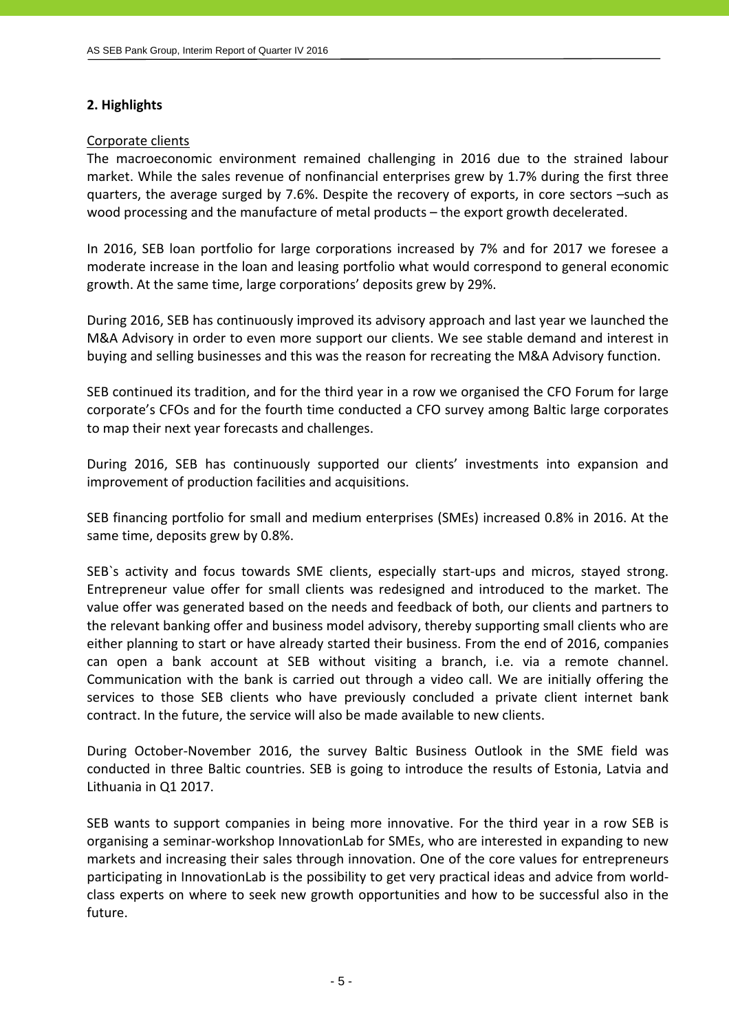## 2. Highlights

Corporate clients

The macroeconomic environment remained challenging in 2016 due to the strained labour market. While the sales revenue of nonfinancial enterprises grew by 1.7% during the first three quarters, the average surged by 7.6%. Despite the recovery of exports, in core sectors –such as wood processing and the manufacture of metal products – the export growth decelerated.

In 2016, SEB loan portfolio for large corporations increased by 7% and for 2017 we foresee a moderate increase in the loan and leasing portfolio what would correspond to general economic growth. At the same time, large corporations' deposits grew by 29%.

During 2016, SEB has continuously improved its advisory approach and last year we launched the M&A Advisory in order to even more support our clients. We see stable demand and interest in buying and selling businesses and this was the reason for recreating the M&A Advisory function.

SEB continued its tradition, and for the third year in a row we organised the CFO Forum for large corporate's CFOs and for the fourth time conducted a CFO survey among Baltic large corporates to map their next year forecasts and challenges.

During 2016, SEB has continuously supported our clients' investments into expansion and improvement of production facilities and acquisitions.

SEB financing portfolio for small and medium enterprises (SMEs) increased 0.8% in 2016. At the same time, deposits grew by 0.8%.

SEB`s activity and focus towards SME clients, especially start-ups and micros, stayed strong. Entrepreneur value offer for small clients was redesigned and introduced to the market. The value offer was generated based on the needs and feedback of both, our clients and partners to the relevant banking offer and business model advisory, thereby supporting small clients who are either planning to start or have already started their business. From the end of 2016, companies can open a bank account at SEB without visiting a branch, i.e. via a remote channel. Communication with the bank is carried out through a video call. We are initially offering the services to those SEB clients who have previously concluded a private client internet bank contract. In the future, the service will also be made available to new clients.

During October-November 2016, the survey Baltic Business Outlook in the SME field was conducted in three Baltic countries. SEB is going to introduce the results of Estonia, Latvia and Lithuania in Q1 2017.

SEB wants to support companies in being more innovative. For the third year in a row SEB is organising a seminar-workshop InnovationLab for SMEs, who are interested in expanding to new markets and increasing their sales through innovation. One of the core values for entrepreneurs participating in InnovationLab is the possibility to get very practical ideas and advice from world-class experts on where to seek new growth opportunities and how to be successful also in the future.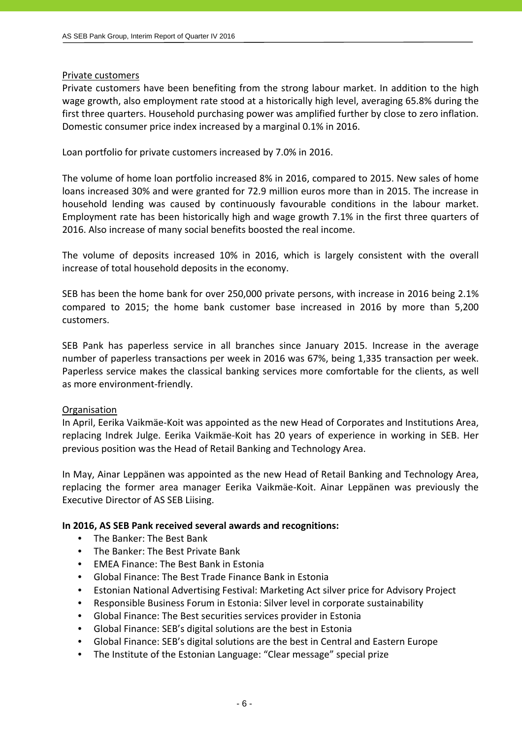<u>Private customers</u>

Private customers have been benefiting from the strong labour market. In addition to the high wage growth, also employment rate stood at a historically high level, averaging 65.8% during the first three quarters. Household purchasing power was amplified further by close to zero inflation. Domestic consumer price index increased by a marginal 0.1% in 2016.

Loan portfolio for private customers increased by 7.0% in 2016.

The volume of home loan portfolio increased 8% in 2016, compared to 2015. New sales of home loans increased 30% and were granted for 72.9 million euros more than in 2015. The increase in household lending was caused by continuously favourable conditions in the labour market. Employment rate has been historically high and wage growth 7.1% in the first three quarters of 2016. Also increase of many social benefits boosted the real income.

The volume of deposits increased 10% in 2016, which is largely consistent with the overall increase of total household deposits in the economy.

SEB has been the home bank for over 250,000 private persons, with increase in 2016 being 2.1% compared to 2015; the home bank customer base increased in 2016 by more than 5,200 customers.

SEB Pank has paperless service in all branches since January 2015. Increase in the average number of paperless transactions per week in 2016 was 67%, being 1,335 transaction per week. Paperless service makes the classical banking services more comfortable for the clients, as well as more environment-friendly.

<u>Organisation</u>

In April, Eerika Vaikmäe-Koit was appointed as the new Head of Corporates and Institutions Area, replacing Indrek Julge. Eerika Vaikmäe-Koit has 20 years of experience in working in SEB. Her previous position was the Head of Retail Banking and Technology Area.

In May, Ainar Leppänen was appointed as the new Head of Retail Banking and Technology Area, replacing the former area manager Eerika Vaikmäe-Koit. Ainar Leppänen was previously the Executive Director of AS SEB Liising.

**In 2016, AS SEB Pank received several awards and recognitions:**

- The Banker: The Best Bank
- The Banker: The Best Private Bank
- EMEA Finance: The Best Bank in Estonia
- Global Finance: The Best Trade Finance Bank in Estonia
- Estonian National Advertising Festival: Marketing Act silver price for Advisory Project
- Responsible Business Forum in Estonia: Silver level in corporate sustainability
- Global Finance: The Best securities services provider in Estonia
- Global Finance: SEB's digital solutions are the best in Estonia
- Global Finance: SEB's digital solutions are the best in Central and Eastern Europe
- The Institute of the Estonian Language: "Clear message" special prize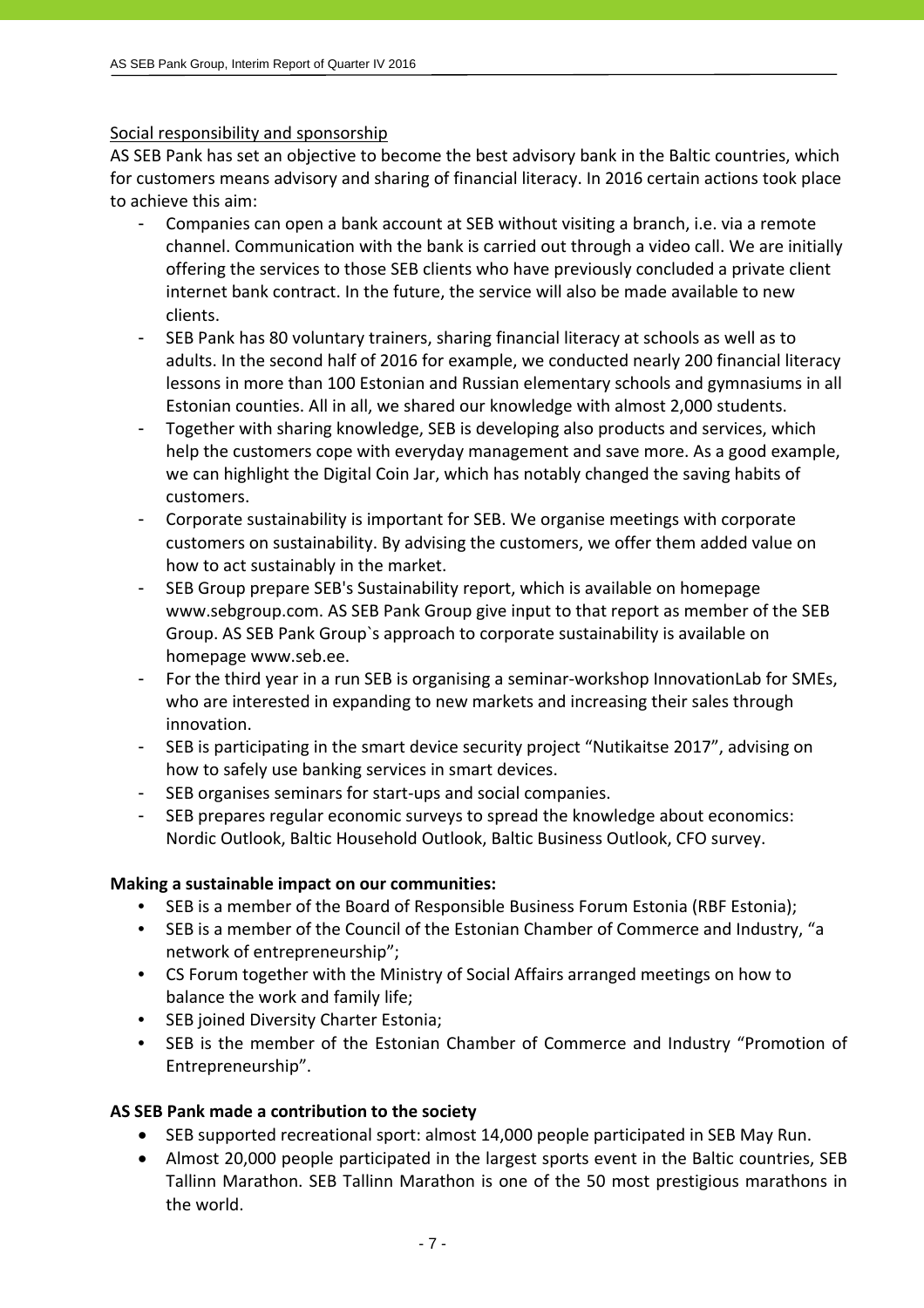Social responsibility and sponsorship

AS SEB Pank has set an objective to become the best advisory bank in the Baltic countries, which for customers means advisory and sharing of financial literacy. In 2016 certain actions took place to achieve this aim:

- Companies can open a bank account at SEB without visiting a branch, i.e. via a remote channel. Communication with the bank is carried out through a video call. We are initially offering the services to those SEB clients who have previously concluded a private client internet bank contract. In the future, the service will also be made available to new clients.
- SEB Pank has 80 voluntary trainers, sharing financial literacy at schools as well as to adults. In the second half of 2016 for example, we conducted nearly 200 financial literacy lessons in more than 100 Estonian and Russian elementary schools and gymnasiums in all Estonian counties. All in all, we shared our knowledge with almost 2,000 students.
- Together with sharing knowledge, SEB is developing also products and services, which help the customers cope with everyday management and save more. As a good example, we can highlight the Digital Coin Jar, which has notably changed the saving habits of customers.
- Corporate sustainability is important for SEB. We organise meetings with corporate customers on sustainability. By advising the customers, we offer them added value on how to act sustainably in the market.
- SEB Group prepare SEB's Sustainability report, which is available on homepage www.sebgroup.com. AS SEB Pank Group give input to that report as member of the SEB Group. AS SEB Pank Group`s approach to corporate sustainability is available on homepage www.seb.ee.
- For the third year in a run SEB is organising a seminar-workshop InnovationLab for SMEs, who are interested in expanding to new markets and increasing their sales through innovation.
- SEB is participating in the smart device security project “Nutikaitse 2017”, advising on how to safely use banking services in smart devices.
- SEB organises seminars for start-ups and social companies.
- SEB prepares regular economic surveys to spread the knowledge about economics: Nordic Outlook, Baltic Household Outlook, Baltic Business Outlook, CFO survey.

**Making a sustainable impact on our communities:**

- SEB is a member of the Board of Responsible Business Forum Estonia (RBF Estonia);
- SEB is a member of the Council of the Estonian Chamber of Commerce and Industry, “a network of entrepreneurship”;
- CS Forum together with the Ministry of Social Affairs arranged meetings on how to balance the work and family life;
- SEB joined Diversity Charter Estonia;
- SEB is the member of the Estonian Chamber of Commerce and Industry “Promotion of Entrepreneurship”.

**AS SEB Pank made a contribution to the society**

- SEB supported recreational sport: almost 14,000 people participated in SEB May Run.
- Almost 20,000 people participated in the largest sports event in the Baltic countries, SEB Tallinn Marathon. SEB Tallinn Marathon is one of the 50 most prestigious marathons in the world.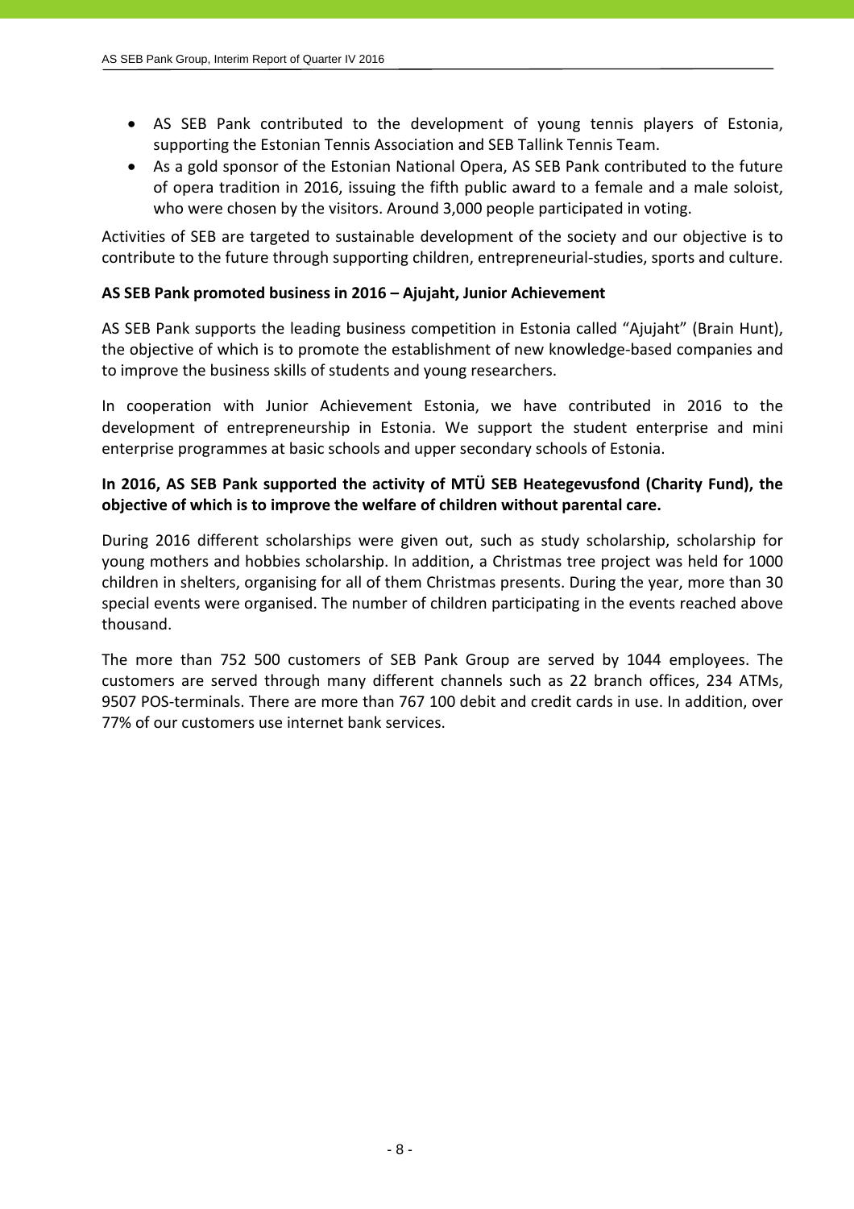- AS SEB Pank contributed to the development of young tennis players of Estonia, supporting the Estonian Tennis Association and SEB Tallink Tennis Team.
- As a gold sponsor of the Estonian National Opera, AS SEB Pank contributed to the future of opera tradition in 2016, issuing the fifth public award to a female and a male soloist, who were chosen by the visitors. Around 3,000 people participated in voting.

Activities of SEB are targeted to sustainable development of the society and our objective is to contribute to the future through supporting children, entrepreneurial-studies, sports and culture.

**AS SEB Pank promoted business in 2016 – Ajujaht, Junior Achievement**

AS SEB Pank supports the leading business competition in Estonia called "Ajujaht" (Brain Hunt), the objective of which is to promote the establishment of new knowledge-based companies and to improve the business skills of students and young researchers.

In cooperation with Junior Achievement Estonia, we have contributed in 2016 to the development of entrepreneurship in Estonia. We support the student enterprise and mini enterprise programmes at basic schools and upper secondary schools of Estonia.

**In 2016, AS SEB Pank supported the activity of MTÜ SEB Heategevusfond (Charity Fund), the objective of which is to improve the welfare of children without parental care.**

During 2016 different scholarships were given out, such as study scholarship, scholarship for young mothers and hobbies scholarship. In addition, a Christmas tree project was held for 1000 children in shelters, organising for all of them Christmas presents. During the year, more than 30 special events were organised. The number of children participating in the events reached above thousand.

The more than 752 500 customers of SEB Pank Group are served by 1044 employees. The customers are served through many different channels such as 22 branch offices, 234 ATMs, 9507 POS-terminals. There are more than 767 100 debit and credit cards in use. In addition, over 77% of our customers use internet bank services.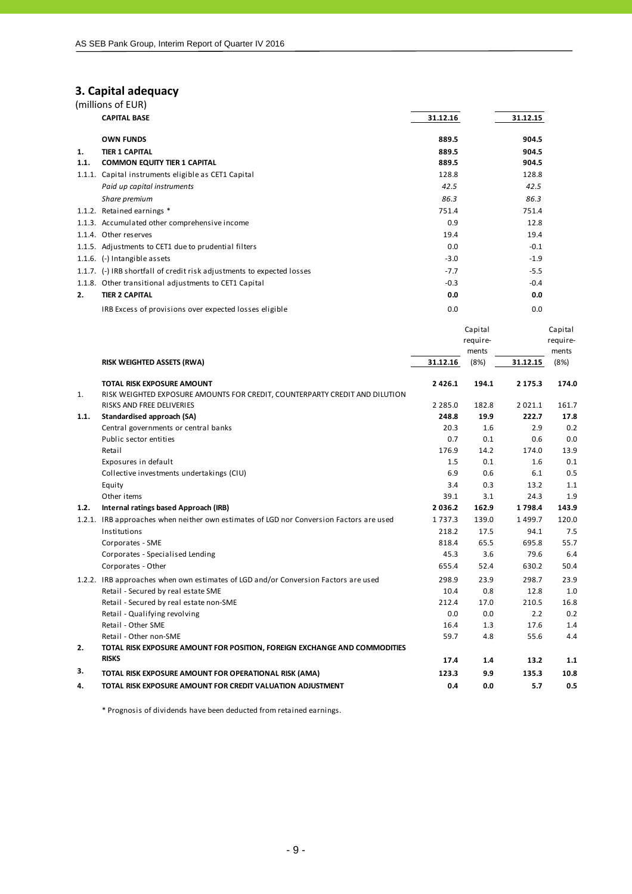## 3. Capital adequacy

(millions of EUR)

| | CAPITAL BASE | 31.12.16 | 31.12.15 |
|---|---|---|---|
| | **OWN FUNDS** | **889.5** | **904.5** |
| **1.** | **TIER 1 CAPITAL** | **889.5** | **904.5** |
| **1.1.** | **COMMON EQUITY TIER 1 CAPITAL** | **889.5** | **904.5** |
| 1.1.1. | Capital instruments eligible as CET1 Capital | 128.8 | 128.8 |
| | *Paid up capital instruments* | *42.5* | *42.5* |
| | *Share premium* | *86.3* | *86.3* |
| 1.1.2. | Retained earnings * | 751.4 | 751.4 |
| 1.1.3. | Accumulated other comprehensive income | 0.9 | 12.8 |
| 1.1.4. | Other reserves | 19.4 | 19.4 |
| 1.1.5. | Adjustments to CET1 due to prudential filters | 0.0 | -0.1 |
| 1.1.6. | (-) Intangible assets | -3.0 | -1.9 |
| 1.1.7. | (-) IRB shortfall of credit risk adjustments to expected losses | -7.7 | -5.5 |
| 1.1.8. | Other transitional adjustments to CET1 Capital | -0.3 | -0.4 |
| **2.** | **TIER 2 CAPITAL** | **0.0** | **0.0** |
| | IRB Excess of provisions over expected losses eligible | 0.0 | 0.0 |

| | RISK WEIGHTED ASSETS (RWA) | 31.12.16 | Capital requirements (8%) | 31.12.15 | Capital requirements (8%) |
|---|---|---|---|---|---|
| | **TOTAL RISK EXPOSURE AMOUNT** | **2 426.1** | **194.1** | **2 175.3** | **174.0** |
| 1. | RISK WEIGHTED EXPOSURE AMOUNTS FOR CREDIT, COUNTERPARTY CREDIT AND DILUTION RISKS AND FREE DELIVERIES | 2 285.0 | 182.8 | 2 021.1 | 161.7 |
| **1.1.** | **Standardised approach (SA)** | **248.8** | **19.9** | **222.7** | **17.8** |
| | Central governments or central banks | 20.3 | 1.6 | 2.9 | 0.2 |
| | Public sector entities | 0.7 | 0.1 | 0.6 | 0.0 |
| | Retail | 176.9 | 14.2 | 174.0 | 13.9 |
| | Exposures in default | 1.5 | 0.1 | 1.6 | 0.1 |
| | Collective investments undertakings (CIU) | 6.9 | 0.6 | 6.1 | 0.5 |
| | Equity | 3.4 | 0.3 | 13.2 | 1.1 |
| | Other items | 39.1 | 3.1 | 24.3 | 1.9 |
| **1.2.** | **Internal ratings based Approach (IRB)** | **2 036.2** | **162.9** | **1 798.4** | **143.9** |
| 1.2.1. | IRB approaches when neither own estimates of LGD nor Conversion Factors are used | 1 737.3 | 139.0 | 1 499.7 | 120.0 |
| | Institutions | 218.2 | 17.5 | 94.1 | 7.5 |
| | Corporates - SME | 818.4 | 65.5 | 695.8 | 55.7 |
| | Corporates - Specialised Lending | 45.3 | 3.6 | 79.6 | 6.4 |
| | Corporates - Other | 655.4 | 52.4 | 630.2 | 50.4 |
| 1.2.2. | IRB approaches when own estimates of LGD and/or Conversion Factors are used | 298.9 | 23.9 | 298.7 | 23.9 |
| | Retail - Secured by real estate SME | 10.4 | 0.8 | 12.8 | 1.0 |
| | Retail - Secured by real estate non-SME | 212.4 | 17.0 | 210.5 | 16.8 |
| | Retail - Qualifying revolving | 0.0 | 0.0 | 2.2 | 0.2 |
| | Retail - Other SME | 16.4 | 1.3 | 17.6 | 1.4 |
| | Retail - Other non-SME | 59.7 | 4.8 | 55.6 | 4.4 |
| **2.** | **TOTAL RISK EXPOSURE AMOUNT FOR POSITION, FOREIGN EXCHANGE AND COMMODITIES RISKS** | **17.4** | **1.4** | **13.2** | **1.1** |
| **3.** | **TOTAL RISK EXPOSURE AMOUNT FOR OPERATIONAL RISK (AMA)** | **123.3** | **9.9** | **135.3** | **10.8** |
| **4.** | **TOTAL RISK EXPOSURE AMOUNT FOR CREDIT VALUATION ADJUSTMENT** | **0.4** | **0.0** | **5.7** | **0.5** |

* Prognosis of dividends have been deducted from retained earnings.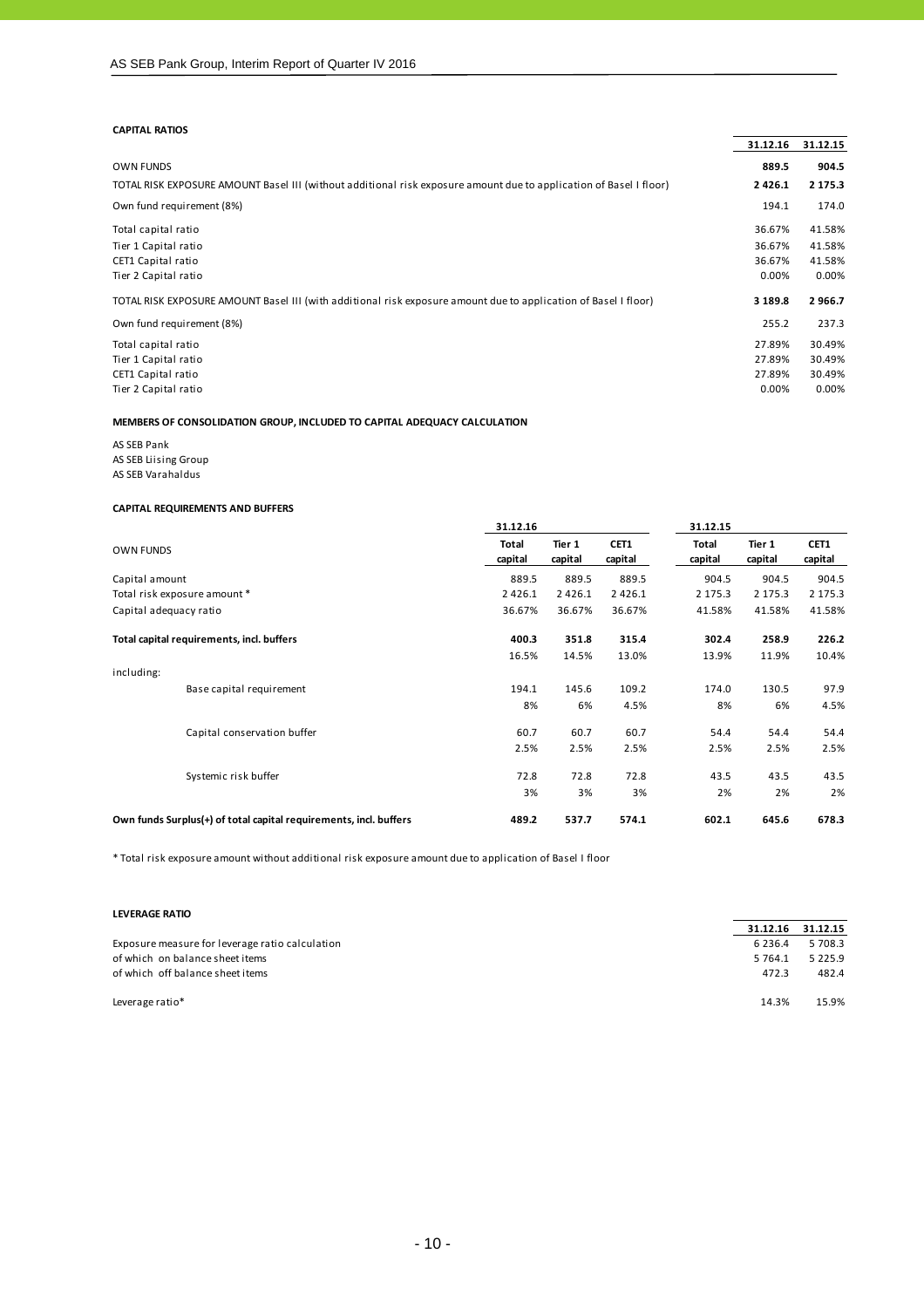**CAPITAL RATIOS**

| | 31.12.16 | 31.12.15 |
|---|---|---|
| OWN FUNDS | **889.5** | **904.5** |
| TOTAL RISK EXPOSURE AMOUNT Basel III (without additional risk exposure amount due to application of Basel I floor) | **2 426.1** | **2 175.3** |
| Own fund requirement (8%) | 194.1 | 174.0 |
| Total capital ratio | 36.67% | 41.58% |
| Tier 1 Capital ratio | 36.67% | 41.58% |
| CET1 Capital ratio | 36.67% | 41.58% |
| Tier 2 Capital ratio | 0.00% | 0.00% |
| TOTAL RISK EXPOSURE AMOUNT Basel III (with additional risk exposure amount due to application of Basel I floor) | **3 189.8** | **2 966.7** |
| Own fund requirement (8%) | 255.2 | 237.3 |
| Total capital ratio | 27.89% | 30.49% |
| Tier 1 Capital ratio | 27.89% | 30.49% |
| CET1 Capital ratio | 27.89% | 30.49% |
| Tier 2 Capital ratio | 0.00% | 0.00% |

**MEMBERS OF CONSOLIDATION GROUP, INCLUDED TO CAPITAL ADEQUACY CALCULATION**

AS SEB Pank
AS SEB Liising Group
AS SEB Varahaldus

**CAPITAL REQUIREMENTS AND BUFFERS**

| | 31.12.16 | | | 31.12.15 | | |
|---|---|---|---|---|---|---|
| OWN FUNDS | Total capital | Tier 1 capital | CET1 capital | Total capital | Tier 1 capital | CET1 capital |
| Capital amount | 889.5 | 889.5 | 889.5 | 904.5 | 904.5 | 904.5 |
| Total risk exposure amount * | 2 426.1 | 2 426.1 | 2 426.1 | 2 175.3 | 2 175.3 | 2 175.3 |
| Capital adequacy ratio | 36.67% | 36.67% | 36.67% | 41.58% | 41.58% | 41.58% |
| **Total capital requirements, incl. buffers** | **400.3** | **351.8** | **315.4** | **302.4** | **258.9** | **226.2** |
| | 16.5% | 14.5% | 13.0% | 13.9% | 11.9% | 10.4% |
| including: | | | | | | |
| Base capital requirement | 194.1 | 145.6 | 109.2 | 174.0 | 130.5 | 97.9 |
| | 8% | 6% | 4.5% | 8% | 6% | 4.5% |
| Capital conservation buffer | 60.7 | 60.7 | 60.7 | 54.4 | 54.4 | 54.4 |
| | 2.5% | 2.5% | 2.5% | 2.5% | 2.5% | 2.5% |
| Systemic risk buffer | 72.8 | 72.8 | 72.8 | 43.5 | 43.5 | 43.5 |
| | 3% | 3% | 3% | 2% | 2% | 2% |
| **Own funds Surplus(+) of total capital requirements, incl. buffers** | **489.2** | **537.7** | **574.1** | **602.1** | **645.6** | **678.3** |

* Total risk exposure amount without additional risk exposure amount due to application of Basel I floor

**LEVERAGE RATIO**

| | 31.12.16 | 31.12.15 |
|---|---|---|
| Exposure measure for leverage ratio calculation | 6 236.4 | 5 708.3 |
| of which on balance sheet items | 5 764.1 | 5 225.9 |
| of which off balance sheet items | 472.3 | 482.4 |
| Leverage ratio* | 14.3% | 15.9% |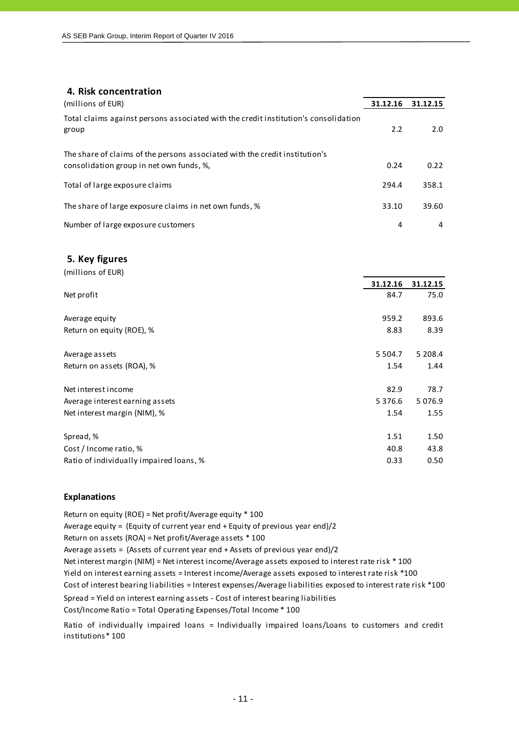## 4. Risk concentration

| (millions of EUR) | 31.12.16 | 31.12.15 |
|---|---|---|
| Total claims against persons associated with the credit institution's consolidation group | 2.2 | 2.0 |
| The share of claims of the persons associated with the credit institution's consolidation group in net own funds, %, | 0.24 | 0.22 |
| Total of large exposure claims | 294.4 | 358.1 |
| The share of large exposure claims in net own funds, % | 33.10 | 39.60 |
| Number of large exposure customers | 4 | 4 |

## 5. Key figures

| (millions of EUR) | 31.12.16 | 31.12.15 |
|---|---|---|
| Net profit | 84.7 | 75.0 |
| Average equity | 959.2 | 893.6 |
| Return on equity (ROE), % | 8.83 | 8.39 |
| Average assets | 5 504.7 | 5 208.4 |
| Return on assets (ROA), % | 1.54 | 1.44 |
| Net interest income | 82.9 | 78.7 |
| Average interest earning assets | 5 376.6 | 5 076.9 |
| Net interest margin (NIM), % | 1.54 | 1.55 |
| Spread, % | 1.51 | 1.50 |
| Cost / Income ratio, % | 40.8 | 43.8 |
| Ratio of individually impaired loans, % | 0.33 | 0.50 |

### Explanations

Return on equity (ROE) = Net profit/Average equity * 100

Average equity = (Equity of current year end + Equity of previous year end)/2

Return on assets (ROA) = Net profit/Average assets * 100

Average assets = (Assets of current year end + Assets of previous year end)/2

Net interest margin (NIM) = Net interest income/Average assets exposed to interest rate risk * 100

Yield on interest earning assets = Interest income/Average assets exposed to interest rate risk *100

Cost of interest bearing liabilities = Interest expenses/Average liabilities exposed to interest rate risk *100

Spread = Yield on interest earning assets - Cost of interest bearing liabilities

Cost/Income Ratio = Total Operating Expenses/Total Income * 100

Ratio of individually impaired loans = Individually impaired loans/Loans to customers and credit institutions* 100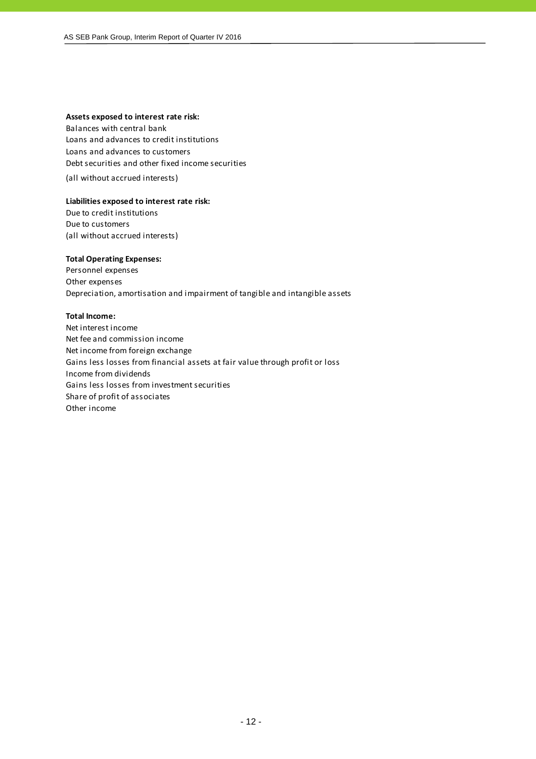**Assets exposed to interest rate risk:**

Balances with central bank
Loans and advances to credit institutions
Loans and advances to customers
Debt securities and other fixed income securities
(all without accrued interests)

**Liabilities exposed to interest rate risk:**

Due to credit institutions
Due to customers
(all without accrued interests)

**Total Operating Expenses:**

Personnel expenses
Other expenses
Depreciation, amortisation and impairment of tangible and intangible assets

**Total Income:**

Net interest income
Net fee and commission income
Net income from foreign exchange
Gains less losses from financial assets at fair value through profit or loss
Income from dividends
Gains less losses from investment securities
Share of profit of associates
Other income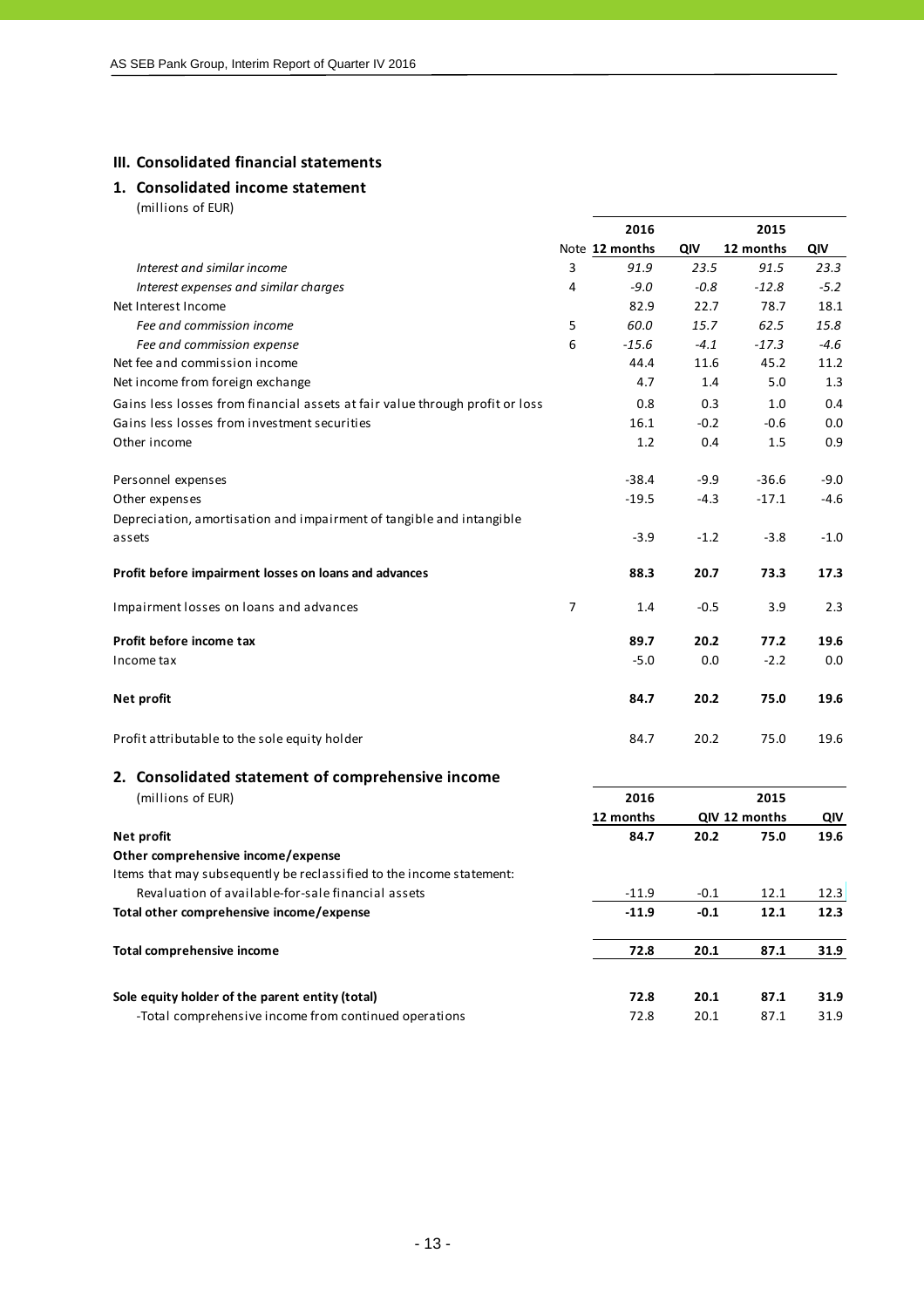## III. Consolidated financial statements

### 1. Consolidated income statement

(millions of EUR)

| | | 2016 | | 2015 | |
|---|---|---|---|---|---|
| | Note | 12 months | QIV | 12 months | QIV |
| *Interest and similar income* | 3 | *91.9* | *23.5* | *91.5* | *23.3* |
| *Interest expenses and similar charges* | 4 | *-9.0* | *-0.8* | *-12.8* | *-5.2* |
| Net Interest Income | | 82.9 | 22.7 | 78.7 | 18.1 |
| *Fee and commission income* | 5 | *60.0* | *15.7* | *62.5* | *15.8* |
| *Fee and commission expense* | 6 | *-15.6* | *-4.1* | *-17.3* | *-4.6* |
| Net fee and commission income | | 44.4 | 11.6 | 45.2 | 11.2 |
| Net income from foreign exchange | | 4.7 | 1.4 | 5.0 | 1.3 |
| Gains less losses from financial assets at fair value through profit or loss | | 0.8 | 0.3 | 1.0 | 0.4 |
| Gains less losses from investment securities | | 16.1 | -0.2 | -0.6 | 0.0 |
| Other income | | 1.2 | 0.4 | 1.5 | 0.9 |
| Personnel expenses | | -38.4 | -9.9 | -36.6 | -9.0 |
| Other expenses | | -19.5 | -4.3 | -17.1 | -4.6 |
| Depreciation, amortisation and impairment of tangible and intangible assets | | -3.9 | -1.2 | -3.8 | -1.0 |
| **Profit before impairment losses on loans and advances** | | **88.3** | **20.7** | **73.3** | **17.3** |
| Impairment losses on loans and advances | 7 | 1.4 | -0.5 | 3.9 | 2.3 |
| **Profit before income tax** | | **89.7** | **20.2** | **77.2** | **19.6** |
| Income tax | | -5.0 | 0.0 | -2.2 | 0.0 |
| **Net profit** | | **84.7** | **20.2** | **75.0** | **19.6** |
| Profit attributable to the sole equity holder | | 84.7 | 20.2 | 75.0 | 19.6 |

### 2. Consolidated statement of comprehensive income

(millions of EUR)

| | 2016 | | 2015 | |
|---|---|---|---|---|
| | 12 months | QIV | 12 months | QIV |
| **Net profit** | **84.7** | **20.2** | **75.0** | **19.6** |
| **Other comprehensive income/expense** | | | | |
| Items that may subsequently be reclassified to the income statement: | | | | |
| Revaluation of available-for-sale financial assets | -11.9 | -0.1 | 12.1 | 12.3 |
| **Total other comprehensive income/expense** | **-11.9** | **-0.1** | **12.1** | **12.3** |
| **Total comprehensive income** | **72.8** | **20.1** | **87.1** | **31.9** |
| **Sole equity holder of the parent entity (total)** | **72.8** | **20.1** | **87.1** | **31.9** |
| -Total comprehensive income from continued operations | 72.8 | 20.1 | 87.1 | 31.9 |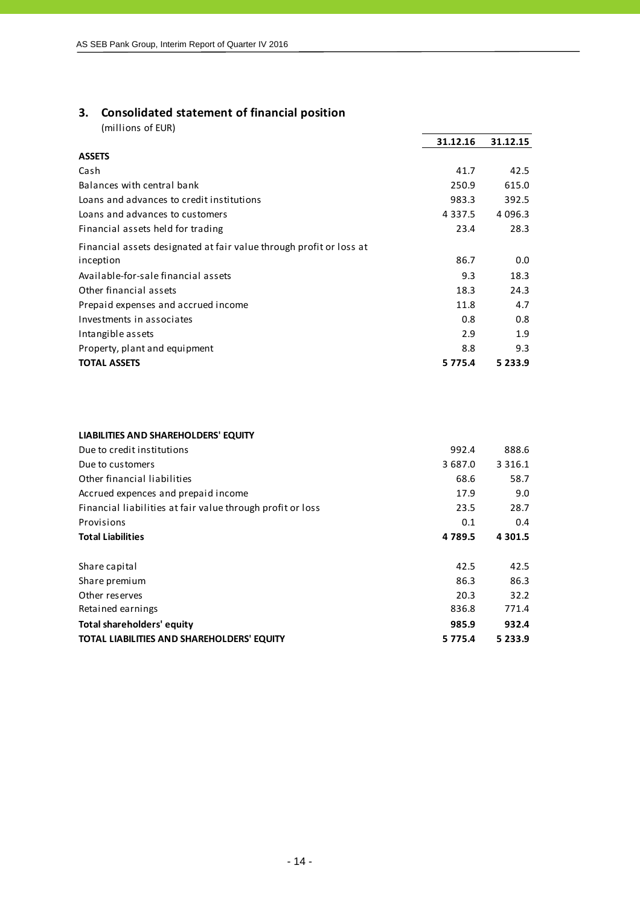## 3. Consolidated statement of financial position

(millions of EUR)

| | 31.12.16 | 31.12.15 |
|---|---|---|
| **ASSETS** | | |
| Cash | 41.7 | 42.5 |
| Balances with central bank | 250.9 | 615.0 |
| Loans and advances to credit institutions | 983.3 | 392.5 |
| Loans and advances to customers | 4 337.5 | 4 096.3 |
| Financial assets held for trading | 23.4 | 28.3 |
| Financial assets designated at fair value through profit or loss at inception | 86.7 | 0.0 |
| Available-for-sale financial assets | 9.3 | 18.3 |
| Other financial assets | 18.3 | 24.3 |
| Prepaid expenses and accrued income | 11.8 | 4.7 |
| Investments in associates | 0.8 | 0.8 |
| Intangible assets | 2.9 | 1.9 |
| Property, plant and equipment | 8.8 | 9.3 |
| **TOTAL ASSETS** | **5 775.4** | **5 233.9** |

| | 31.12.16 | 31.12.15 |
|---|---|---|
| **LIABILITIES AND SHAREHOLDERS' EQUITY** | | |
| Due to credit institutions | 992.4 | 888.6 |
| Due to customers | 3 687.0 | 3 316.1 |
| Other financial liabilities | 68.6 | 58.7 |
| Accrued expences and prepaid income | 17.9 | 9.0 |
| Financial liabilities at fair value through profit or loss | 23.5 | 28.7 |
| Provisions | 0.1 | 0.4 |
| **Total Liabilities** | **4 789.5** | **4 301.5** |
| | | |
| Share capital | 42.5 | 42.5 |
| Share premium | 86.3 | 86.3 |
| Other reserves | 20.3 | 32.2 |
| Retained earnings | 836.8 | 771.4 |
| **Total shareholders' equity** | **985.9** | **932.4** |
| **TOTAL LIABILITIES AND SHAREHOLDERS' EQUITY** | **5 775.4** | **5 233.9** |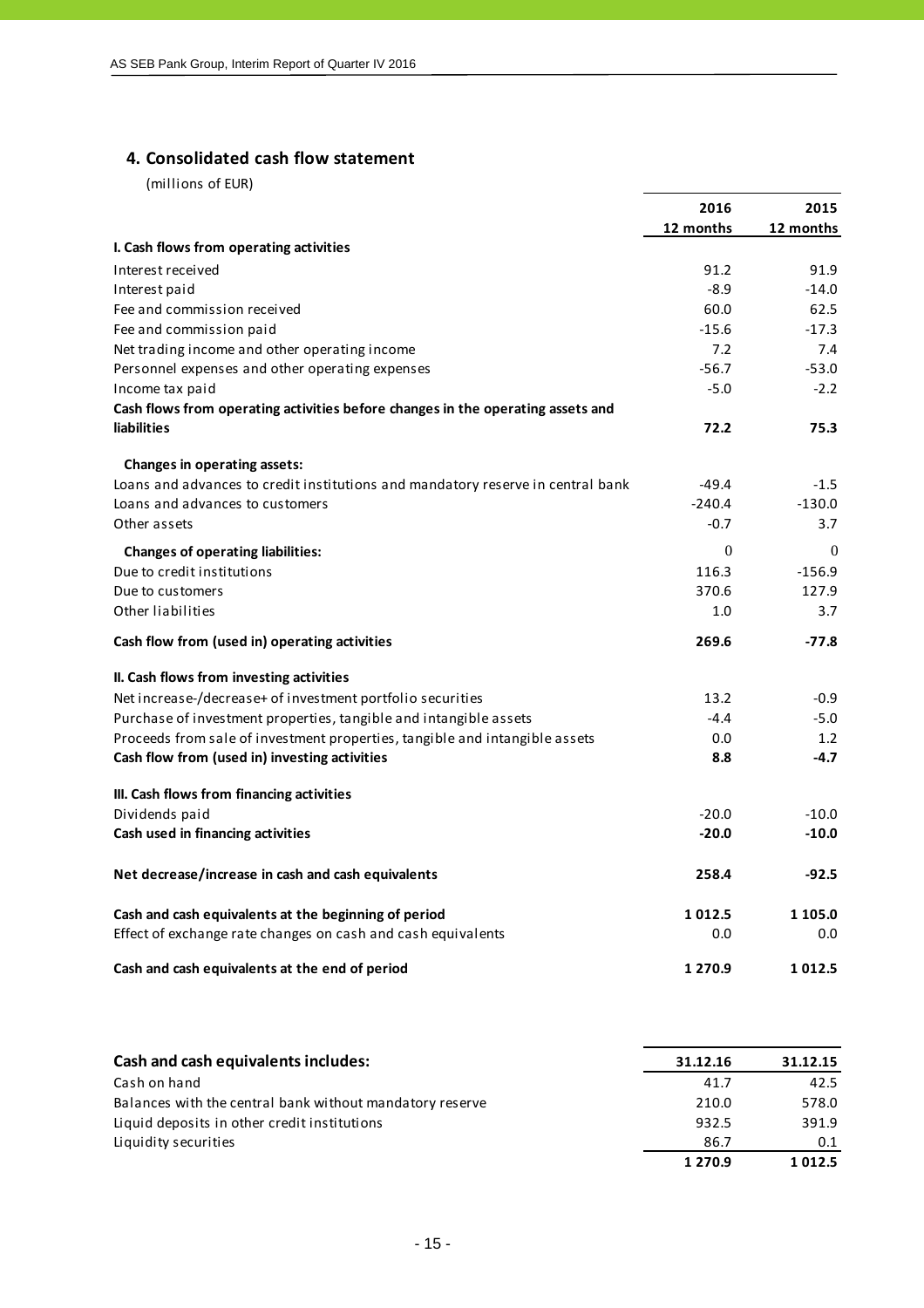## 4. Consolidated cash flow statement

(millions of EUR)

| | 2016<br>12 months | 2015<br>12 months |
|---|---|---|
| **I. Cash flows from operating activities** | | |
| Interest received | 91.2 | 91.9 |
| Interest paid | -8.9 | -14.0 |
| Fee and commission received | 60.0 | 62.5 |
| Fee and commission paid | -15.6 | -17.3 |
| Net trading income and other operating income | 7.2 | 7.4 |
| Personnel expenses and other operating expenses | -56.7 | -53.0 |
| Income tax paid | -5.0 | -2.2 |
| **Cash flows from operating activities before changes in the operating assets and liabilities** | **72.2** | **75.3** |
| **Changes in operating assets:** | | |
| Loans and advances to credit institutions and mandatory reserve in central bank | -49.4 | -1.5 |
| Loans and advances to customers | -240.4 | -130.0 |
| Other assets | -0.7 | 3.7 |
| **Changes of operating liabilities:** | 0 | 0 |
| Due to credit institutions | 116.3 | -156.9 |
| Due to customers | 370.6 | 127.9 |
| Other liabilities | 1.0 | 3.7 |
| **Cash flow from (used in) operating activities** | **269.6** | **-77.8** |
| **II. Cash flows from investing activities** | | |
| Net increase-/decrease+ of investment portfolio securities | 13.2 | -0.9 |
| Purchase of investment properties, tangible and intangible assets | -4.4 | -5.0 |
| Proceeds from sale of investment properties, tangible and intangible assets | 0.0 | 1.2 |
| **Cash flow from (used in) investing activities** | **8.8** | **-4.7** |
| **III. Cash flows from financing activities** | | |
| Dividends paid | -20.0 | -10.0 |
| **Cash used in financing activities** | **-20.0** | **-10.0** |
| **Net decrease/increase in cash and cash equivalents** | **258.4** | **-92.5** |
| **Cash and cash equivalents at the beginning of period** | **1 012.5** | **1 105.0** |
| Effect of exchange rate changes on cash and cash equivalents | 0.0 | 0.0 |
| **Cash and cash equivalents at the end of period** | **1 270.9** | **1 012.5** |

| **Cash and cash equivalents includes:** | 31.12.16 | 31.12.15 |
|---|---|---|
| Cash on hand | 41.7 | 42.5 |
| Balances with the central bank without mandatory reserve | 210.0 | 578.0 |
| Liquid deposits in other credit institutions | 932.5 | 391.9 |
| Liquidity securities | 86.7 | 0.1 |
| | **1 270.9** | **1 012.5** |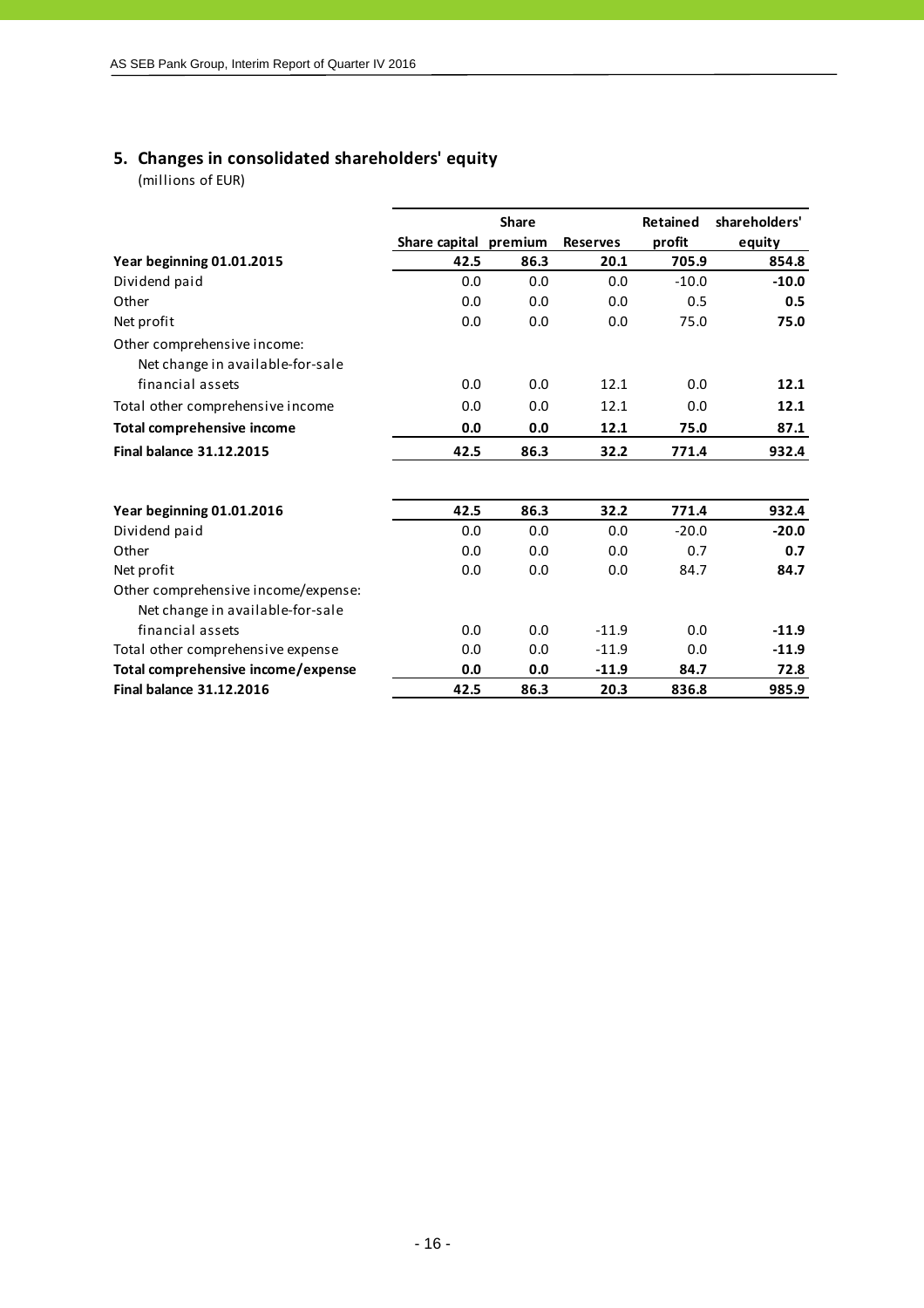## 5. Changes in consolidated shareholders' equity

(millions of EUR)

| | Share capital | Share premium | Reserves | Retained profit | shareholders' equity |
|---|---|---|---|---|---|
| **Year beginning 01.01.2015** | **42.5** | **86.3** | **20.1** | **705.9** | **854.8** |
| Dividend paid | 0.0 | 0.0 | 0.0 | -10.0 | **-10.0** |
| Other | 0.0 | 0.0 | 0.0 | 0.5 | **0.5** |
| Net profit | 0.0 | 0.0 | 0.0 | 75.0 | **75.0** |
| Other comprehensive income: | | | | | |
| Net change in available-for-sale financial assets | 0.0 | 0.0 | 12.1 | 0.0 | **12.1** |
| Total other comprehensive income | 0.0 | 0.0 | 12.1 | 0.0 | **12.1** |
| **Total comprehensive income** | **0.0** | **0.0** | **12.1** | **75.0** | **87.1** |
| **Final balance 31.12.2015** | **42.5** | **86.3** | **32.2** | **771.4** | **932.4** |
| | | | | | |
| **Year beginning 01.01.2016** | **42.5** | **86.3** | **32.2** | **771.4** | **932.4** |
| Dividend paid | 0.0 | 0.0 | 0.0 | -20.0 | **-20.0** |
| Other | 0.0 | 0.0 | 0.0 | 0.7 | **0.7** |
| Net profit | 0.0 | 0.0 | 0.0 | 84.7 | **84.7** |
| Other comprehensive income/expense: | | | | | |
| Net change in available-for-sale financial assets | 0.0 | 0.0 | -11.9 | 0.0 | **-11.9** |
| Total other comprehensive expense | 0.0 | 0.0 | -11.9 | 0.0 | **-11.9** |
| **Total comprehensive income/expense** | **0.0** | **0.0** | **-11.9** | **84.7** | **72.8** |
| **Final balance 31.12.2016** | **42.5** | **86.3** | **20.3** | **836.8** | **985.9** |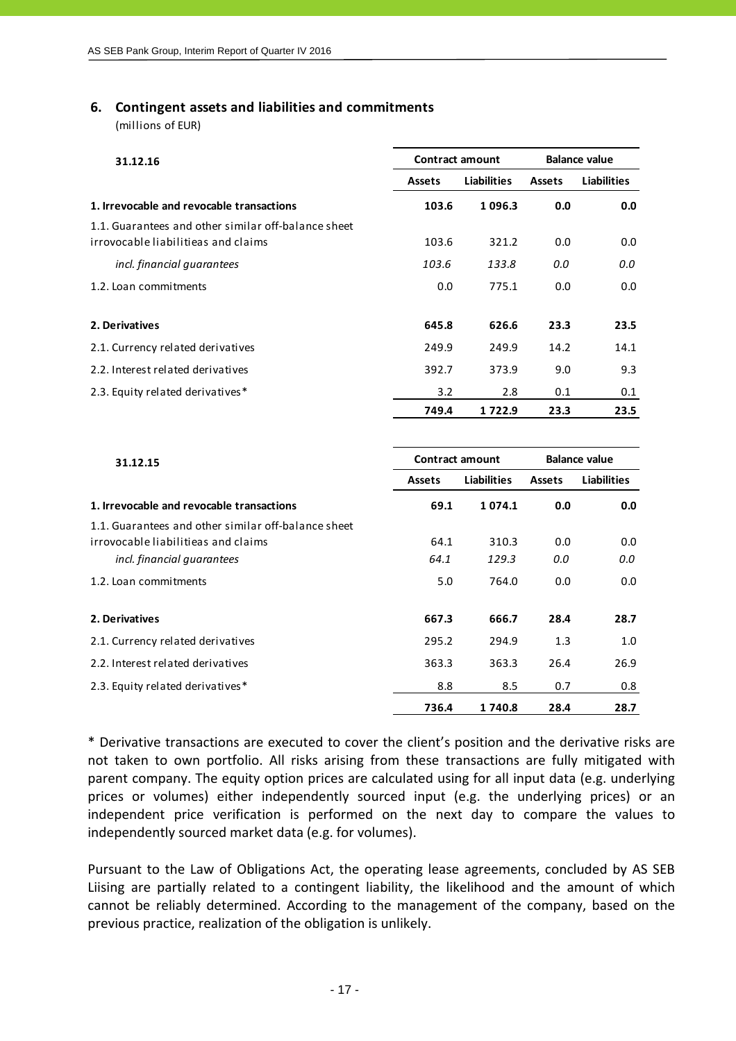## 6. Contingent assets and liabilities and commitments

(millions of EUR)

| 31.12.16 | Contract amount | | Balance value | |
|---|---|---|---|---|
| | Assets | Liabilities | Assets | Liabilities |
| **1. Irrevocable and revocable transactions** | **103.6** | **1 096.3** | **0.0** | **0.0** |
| 1.1. Guarantees and other similar off-balance sheet irrovocable liabilitieas and claims | 103.6 | 321.2 | 0.0 | 0.0 |
| *incl. financial guarantees* | *103.6* | *133.8* | *0.0* | *0.0* |
| 1.2. Loan commitments | 0.0 | 775.1 | 0.0 | 0.0 |
| **2. Derivatives** | **645.8** | **626.6** | **23.3** | **23.5** |
| 2.1. Currency related derivatives | 249.9 | 249.9 | 14.2 | 14.1 |
| 2.2. Interest related derivatives | 392.7 | 373.9 | 9.0 | 9.3 |
| 2.3. Equity related derivatives* | 3.2 | 2.8 | 0.1 | 0.1 |
| | **749.4** | **1 722.9** | **23.3** | **23.5** |

| 31.12.15 | Contract amount | | Balance value | |
|---|---|---|---|---|
| | Assets | Liabilities | Assets | Liabilities |
| **1. Irrevocable and revocable transactions** | **69.1** | **1 074.1** | **0.0** | **0.0** |
| 1.1. Guarantees and other similar off-balance sheet irrovocable liabilitieas and claims | 64.1 | 310.3 | 0.0 | 0.0 |
| *incl. financial guarantees* | *64.1* | *129.3* | *0.0* | *0.0* |
| 1.2. Loan commitments | 5.0 | 764.0 | 0.0 | 0.0 |
| **2. Derivatives** | **667.3** | **666.7** | **28.4** | **28.7** |
| 2.1. Currency related derivatives | 295.2 | 294.9 | 1.3 | 1.0 |
| 2.2. Interest related derivatives | 363.3 | 363.3 | 26.4 | 26.9 |
| 2.3. Equity related derivatives* | 8.8 | 8.5 | 0.7 | 0.8 |
| | **736.4** | **1 740.8** | **28.4** | **28.7** |

* Derivative transactions are executed to cover the client's position and the derivative risks are not taken to own portfolio. All risks arising from these transactions are fully mitigated with parent company. The equity option prices are calculated using for all input data (e.g. underlying prices or volumes) either independently sourced input (e.g. the underlying prices) or an independent price verification is performed on the next day to compare the values to independently sourced market data (e.g. for volumes).

Pursuant to the Law of Obligations Act, the operating lease agreements, concluded by AS SEB Liising are partially related to a contingent liability, the likelihood and the amount of which cannot be reliably determined. According to the management of the company, based on the previous practice, realization of the obligation is unlikely.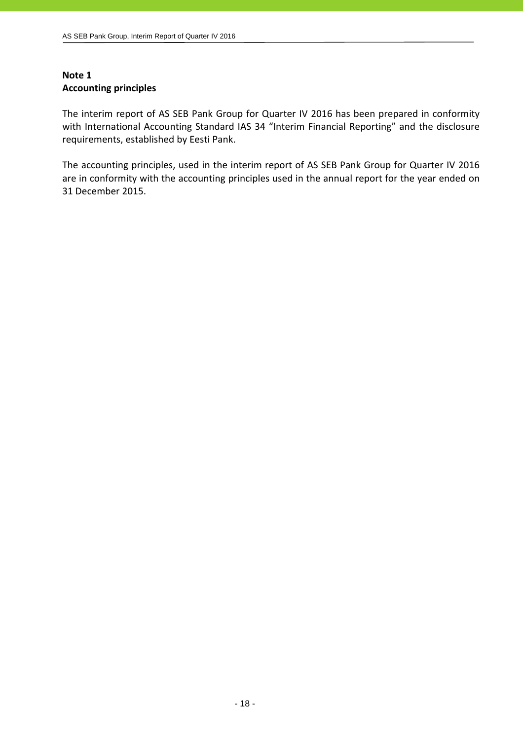**Note 1**
**Accounting principles**

The interim report of AS SEB Pank Group for Quarter IV 2016 has been prepared in conformity with International Accounting Standard IAS 34 "Interim Financial Reporting" and the disclosure requirements, established by Eesti Pank.

The accounting principles, used in the interim report of AS SEB Pank Group for Quarter IV 2016 are in conformity with the accounting principles used in the annual report for the year ended on 31 December 2015.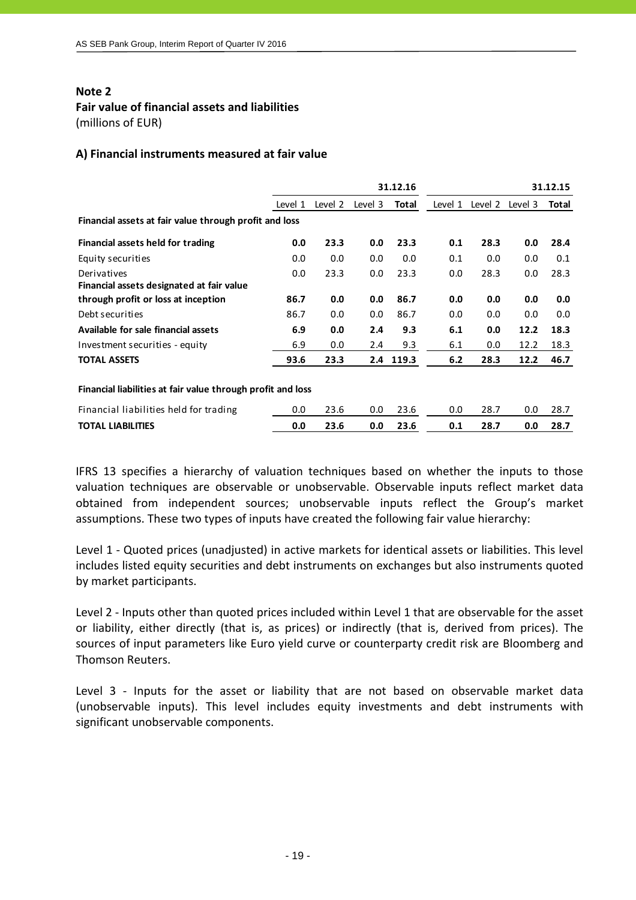**Note 2**

**Fair value of financial assets and liabilities**

(millions of EUR)

**A) Financial instruments measured at fair value**

| | | | | **31.12.16** | | | | **31.12.15** |
|---|---|---|---|---|---|---|---|---|
| | Level 1 | Level 2 | Level 3 | **Total** | Level 1 | Level 2 | Level 3 | **Total** |
| **Financial assets at fair value through profit and loss** | | | | | | | | |
| **Financial assets held for trading** | **0.0** | **23.3** | **0.0** | **23.3** | **0.1** | **28.3** | **0.0** | **28.4** |
| Equity securities | 0.0 | 0.0 | 0.0 | 0.0 | 0.1 | 0.0 | 0.0 | 0.1 |
| Derivatives | 0.0 | 23.3 | 0.0 | 23.3 | 0.0 | 28.3 | 0.0 | 28.3 |
| **Financial assets designated at fair value through profit or loss at inception** | **86.7** | **0.0** | **0.0** | **86.7** | **0.0** | **0.0** | **0.0** | **0.0** |
| Debt securities | 86.7 | 0.0 | 0.0 | 86.7 | 0.0 | 0.0 | 0.0 | 0.0 |
| **Available for sale financial assets** | **6.9** | **0.0** | **2.4** | **9.3** | **6.1** | **0.0** | **12.2** | **18.3** |
| Investment securities - equity | 6.9 | 0.0 | 2.4 | 9.3 | 6.1 | 0.0 | 12.2 | 18.3 |
| **TOTAL ASSETS** | **93.6** | **23.3** | **2.4** | **119.3** | **6.2** | **28.3** | **12.2** | **46.7** |
| **Financial liabilities at fair value through profit and loss** | | | | | | | | |
| Financial liabilities held for trading | 0.0 | 23.6 | 0.0 | 23.6 | 0.0 | 28.7 | 0.0 | 28.7 |
| **TOTAL LIABILITIES** | **0.0** | **23.6** | **0.0** | **23.6** | **0.1** | **28.7** | **0.0** | **28.7** |

IFRS 13 specifies a hierarchy of valuation techniques based on whether the inputs to those valuation techniques are observable or unobservable. Observable inputs reflect market data obtained from independent sources; unobservable inputs reflect the Group's market assumptions. These two types of inputs have created the following fair value hierarchy:

Level 1 - Quoted prices (unadjusted) in active markets for identical assets or liabilities. This level includes listed equity securities and debt instruments on exchanges but also instruments quoted by market participants.

Level 2 - Inputs other than quoted prices included within Level 1 that are observable for the asset or liability, either directly (that is, as prices) or indirectly (that is, derived from prices). The sources of input parameters like Euro yield curve or counterparty credit risk are Bloomberg and Thomson Reuters.

Level 3 - Inputs for the asset or liability that are not based on observable market data (unobservable inputs). This level includes equity investments and debt instruments with significant unobservable components.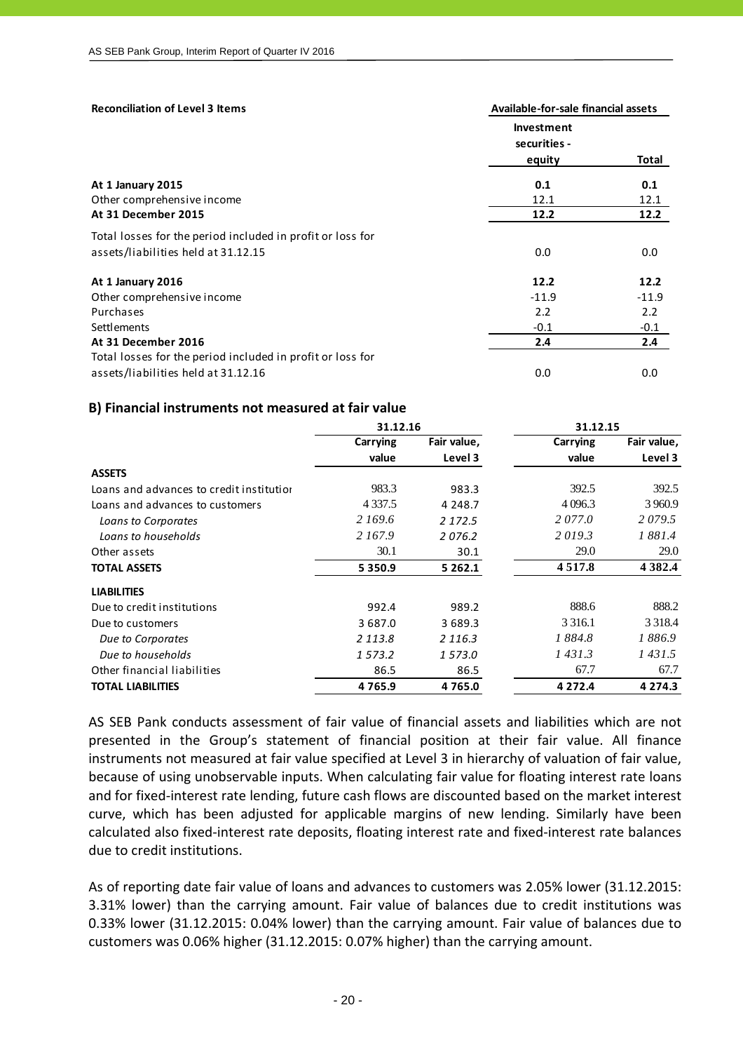| Reconciliation of Level 3 Items | Available-for-sale financial assets | |
|---|---|---|
| | Investment securities - equity | Total |
| **At 1 January 2015** | **0.1** | **0.1** |
| Other comprehensive income | 12.1 | 12.1 |
| **At 31 December 2015** | **12.2** | **12.2** |
| Total losses for the period included in profit or loss for assets/liabilities held at 31.12.15 | 0.0 | 0.0 |
| **At 1 January 2016** | **12.2** | **12.2** |
| Other comprehensive income | -11.9 | -11.9 |
| Purchases | 2.2 | 2.2 |
| Settlements | -0.1 | -0.1 |
| **At 31 December 2016** | **2.4** | **2.4** |
| Total losses for the period included in profit or loss for assets/liabilities held at 31.12.16 | 0.0 | 0.0 |

### B) Financial instruments not measured at fair value

| | 31.12.16 | | 31.12.15 | |
|---|---|---|---|---|
| | Carrying value | Fair value, Level 3 | Carrying value | Fair value, Level 3 |
| **ASSETS** | | | | |
| Loans and advances to credit institutions | 983.3 | 983.3 | 392.5 | 392.5 |
| Loans and advances to customers | 4 337.5 | 4 248.7 | 4 096.3 | 3 960.9 |
| *Loans to Corporates* | *2 169.6* | *2 172.5* | *2 077.0* | *2 079.5* |
| *Loans to households* | *2 167.9* | *2 076.2* | *2 019.3* | *1 881.4* |
| Other assets | 30.1 | 30.1 | 29.0 | 29.0 |
| **TOTAL ASSETS** | **5 350.9** | **5 262.1** | **4 517.8** | **4 382.4** |
| **LIABILITIES** | | | | |
| Due to credit institutions | 992.4 | 989.2 | 888.6 | 888.2 |
| Due to customers | 3 687.0 | 3 689.3 | 3 316.1 | 3 318.4 |
| *Due to Corporates* | *2 113.8* | *2 116.3* | *1 884.8* | *1 886.9* |
| *Due to households* | *1 573.2* | *1 573.0* | *1 431.3* | *1 431.5* |
| Other financial liabilities | 86.5 | 86.5 | 67.7 | 67.7 |
| **TOTAL LIABILITIES** | **4 765.9** | **4 765.0** | **4 272.4** | **4 274.3** |

AS SEB Pank conducts assessment of fair value of financial assets and liabilities which are not presented in the Group's statement of financial position at their fair value. All finance instruments not measured at fair value specified at Level 3 in hierarchy of valuation of fair value, because of using unobservable inputs. When calculating fair value for floating interest rate loans and for fixed-interest rate lending, future cash flows are discounted based on the market interest curve, which has been adjusted for applicable margins of new lending. Similarly have been calculated also fixed-interest rate deposits, floating interest rate and fixed-interest rate balances due to credit institutions.

As of reporting date fair value of loans and advances to customers was 2.05% lower (31.12.2015: 3.31% lower) than the carrying amount. Fair value of balances due to credit institutions was 0.33% lower (31.12.2015: 0.04% lower) than the carrying amount. Fair value of balances due to customers was 0.06% higher (31.12.2015: 0.07% higher) than the carrying amount.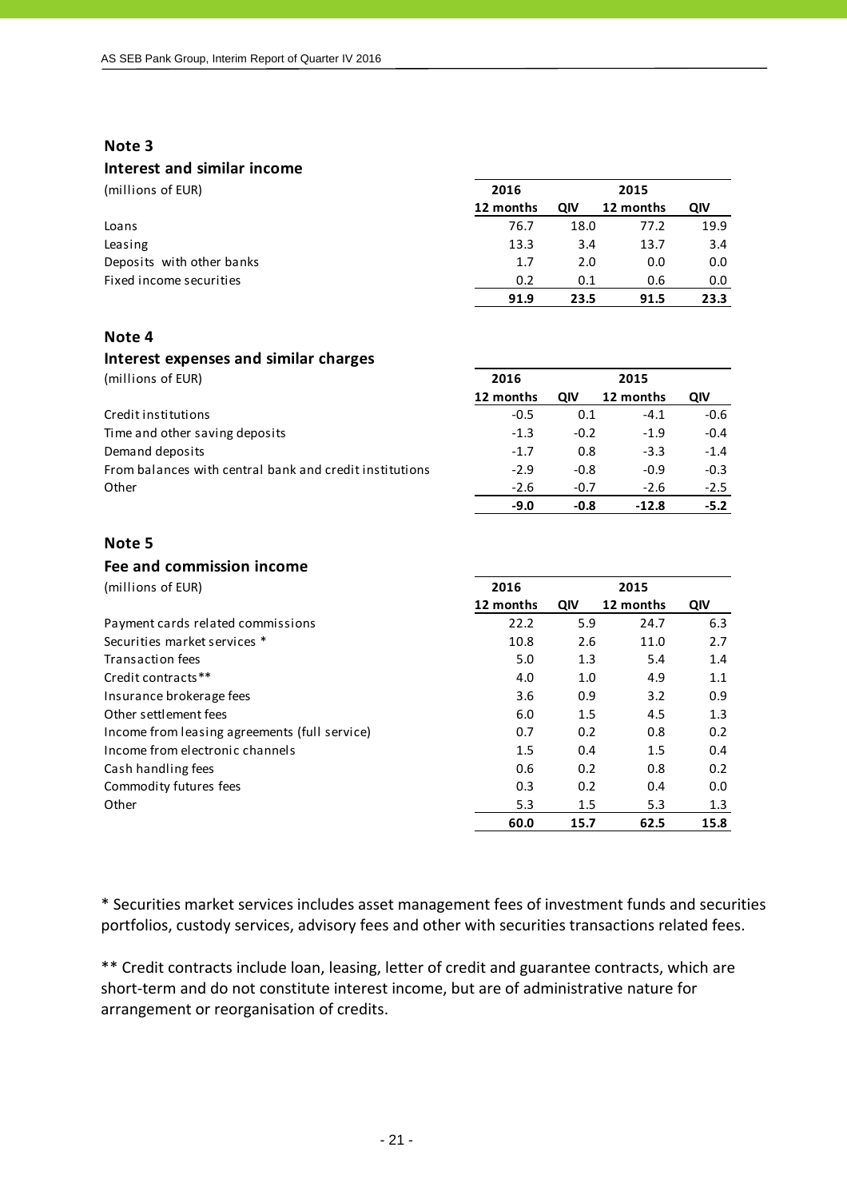## Note 3

### Interest and similar income

| (millions of EUR) | 2016 | | 2015 | |
|---|---|---|---|---|
| | 12 months | QIV | 12 months | QIV |
| Loans | 76.7 | 18.0 | 77.2 | 19.9 |
| Leasing | 13.3 | 3.4 | 13.7 | 3.4 |
| Deposits with other banks | 1.7 | 2.0 | 0.0 | 0.0 |
| Fixed income securities | 0.2 | 0.1 | 0.6 | 0.0 |
| | **91.9** | **23.5** | **91.5** | **23.3** |

## Note 4

### Interest expenses and similar charges

| (millions of EUR) | 2016 | | 2015 | |
|---|---|---|---|---|
| | 12 months | QIV | 12 months | QIV |
| Credit institutions | -0.5 | 0.1 | -4.1 | -0.6 |
| Time and other saving deposits | -1.3 | -0.2 | -1.9 | -0.4 |
| Demand deposits | -1.7 | 0.8 | -3.3 | -1.4 |
| From balances with central bank and credit institutions | -2.9 | -0.8 | -0.9 | -0.3 |
| Other | -2.6 | -0.7 | -2.6 | -2.5 |
| | **-9.0** | **-0.8** | **-12.8** | **-5.2** |

## Note 5

### Fee and commission income

| (millions of EUR) | 2016 | | 2015 | |
|---|---|---|---|---|
| | 12 months | QIV | 12 months | QIV |
| Payment cards related commissions | 22.2 | 5.9 | 24.7 | 6.3 |
| Securities market services * | 10.8 | 2.6 | 11.0 | 2.7 |
| Transaction fees | 5.0 | 1.3 | 5.4 | 1.4 |
| Credit contracts** | 4.0 | 1.0 | 4.9 | 1.1 |
| Insurance brokerage fees | 3.6 | 0.9 | 3.2 | 0.9 |
| Other settlement fees | 6.0 | 1.5 | 4.5 | 1.3 |
| Income from leasing agreements (full service) | 0.7 | 0.2 | 0.8 | 0.2 |
| Income from electronic channels | 1.5 | 0.4 | 1.5 | 0.4 |
| Cash handling fees | 0.6 | 0.2 | 0.8 | 0.2 |
| Commodity futures fees | 0.3 | 0.2 | 0.4 | 0.0 |
| Other | 5.3 | 1.5 | 5.3 | 1.3 |
| | **60.0** | **15.7** | **62.5** | **15.8** |

* Securities market services includes asset management fees of investment funds and securities portfolios, custody services, advisory fees and other with securities transactions related fees.

** Credit contracts include loan, leasing, letter of credit and guarantee contracts, which are short-term and do not constitute interest income, but are of administrative nature for arrangement or reorganisation of credits.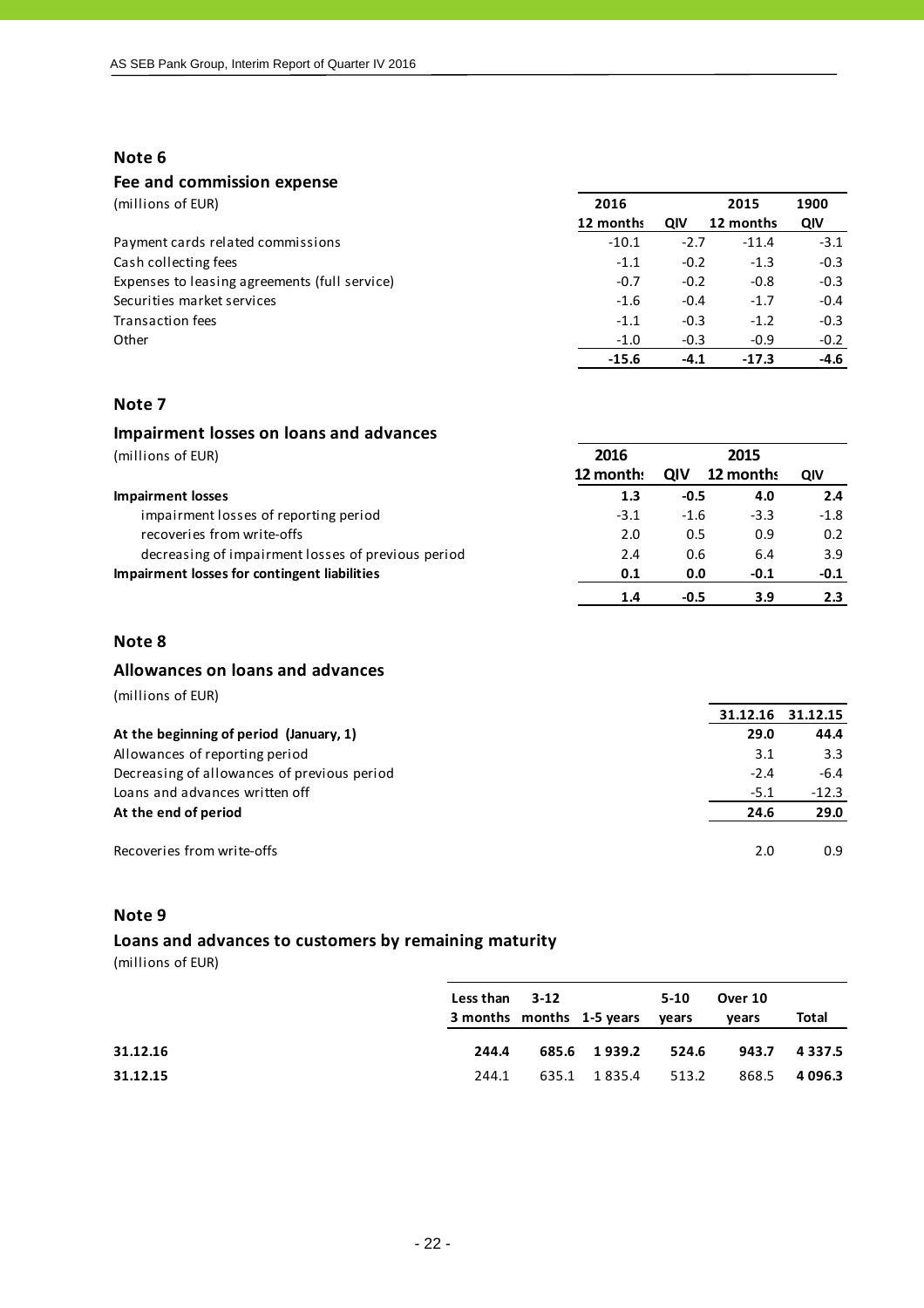## Note 6

### Fee and commission expense

(millions of EUR)

| | 2016 | | 2015 | 1900 |
|---|---|---|---|---|
| | 12 months | QIV | 12 months | QIV |
| Payment cards related commissions | -10.1 | -2.7 | -11.4 | -3.1 |
| Cash collecting fees | -1.1 | -0.2 | -1.3 | -0.3 |
| Expenses to leasing agreements (full service) | -0.7 | -0.2 | -0.8 | -0.3 |
| Securities market services | -1.6 | -0.4 | -1.7 | -0.4 |
| Transaction fees | -1.1 | -0.3 | -1.2 | -0.3 |
| Other | -1.0 | -0.3 | -0.9 | -0.2 |
| | **-15.6** | **-4.1** | **-17.3** | **-4.6** |

## Note 7

### Impairment losses on loans and advances

(millions of EUR)

| | 2016 | | 2015 | |
|---|---|---|---|---|
| | 12 months | QIV | 12 months | QIV |
| **Impairment losses** | **1.3** | **-0.5** | **4.0** | **2.4** |
| impairment losses of reporting period | -3.1 | -1.6 | -3.3 | -1.8 |
| recoveries from write-offs | 2.0 | 0.5 | 0.9 | 0.2 |
| decreasing of impairment losses of previous period | 2.4 | 0.6 | 6.4 | 3.9 |
| **Impairment losses for contingent liabilities** | **0.1** | **0.0** | **-0.1** | **-0.1** |
| | **1.4** | **-0.5** | **3.9** | **2.3** |

## Note 8

### Allowances on loans and advances

(millions of EUR)

| | 31.12.16 | 31.12.15 |
|---|---|---|
| **At the beginning of period (January, 1)** | **29.0** | **44.4** |
| Allowances of reporting period | 3.1 | 3.3 |
| Decreasing of allowances of previous period | -2.4 | -6.4 |
| Loans and advances written off | -5.1 | -12.3 |
| **At the end of period** | **24.6** | **29.0** |
| | | |
| Recoveries from write-offs | 2.0 | 0.9 |

## Note 9

### Loans and advances to customers by remaining maturity

(millions of EUR)

| | Less than 3 months | 3-12 months | 1-5 years | 5-10 years | Over 10 years | Total |
|---|---|---|---|---|---|---|
| **31.12.16** | **244.4** | **685.6** | **1 939.2** | **524.6** | **943.7** | **4 337.5** |
| **31.12.15** | 244.1 | 635.1 | 1 835.4 | 513.2 | 868.5 | **4 096.3** |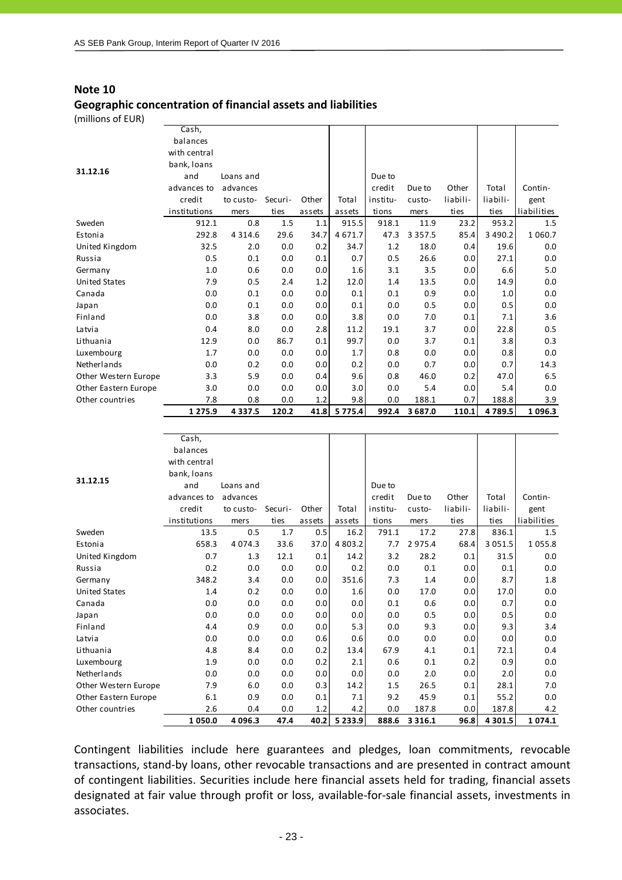## Note 10

### Geographic concentration of financial assets and liabilities

(millions of EUR)

| 31.12.16 | Cash, balances with central bank, loans and advances to credit institutions | Loans and advances to customers | Securities | Other assets | Total assets | Due to credit institutions | Due to customers | Other liabilities | Total liabilities | Contingent liabilities |
|---|---|---|---|---|---|---|---|---|---|---|
| Sweden | 912.1 | 0.8 | 1.5 | 1.1 | 915.5 | 918.1 | 11.9 | 23.2 | 953.2 | 1.5 |
| Estonia | 292.8 | 4 314.6 | 29.6 | 34.7 | 4 671.7 | 47.3 | 3 357.5 | 85.4 | 3 490.2 | 1 060.7 |
| United Kingdom | 32.5 | 2.0 | 0.0 | 0.2 | 34.7 | 1.2 | 18.0 | 0.4 | 19.6 | 0.0 |
| Russia | 0.5 | 0.1 | 0.0 | 0.1 | 0.7 | 0.5 | 26.6 | 0.0 | 27.1 | 0.0 |
| Germany | 1.0 | 0.6 | 0.0 | 0.0 | 1.6 | 3.1 | 3.5 | 0.0 | 6.6 | 5.0 |
| United States | 7.9 | 0.5 | 2.4 | 1.2 | 12.0 | 1.4 | 13.5 | 0.0 | 14.9 | 0.0 |
| Canada | 0.0 | 0.1 | 0.0 | 0.0 | 0.1 | 0.1 | 0.9 | 0.0 | 1.0 | 0.0 |
| Japan | 0.0 | 0.1 | 0.0 | 0.0 | 0.1 | 0.0 | 0.5 | 0.0 | 0.5 | 0.0 |
| Finland | 0.0 | 3.8 | 0.0 | 0.0 | 3.8 | 0.0 | 7.0 | 0.1 | 7.1 | 3.6 |
| Latvia | 0.4 | 8.0 | 0.0 | 2.8 | 11.2 | 19.1 | 3.7 | 0.0 | 22.8 | 0.5 |
| Lithuania | 12.9 | 0.0 | 86.7 | 0.1 | 99.7 | 0.0 | 3.7 | 0.1 | 3.8 | 0.3 |
| Luxembourg | 1.7 | 0.0 | 0.0 | 0.0 | 1.7 | 0.8 | 0.0 | 0.0 | 0.8 | 0.0 |
| Netherlands | 0.0 | 0.2 | 0.0 | 0.0 | 0.2 | 0.0 | 0.7 | 0.0 | 0.7 | 14.3 |
| Other Western Europe | 3.3 | 5.9 | 0.0 | 0.4 | 9.6 | 0.8 | 46.0 | 0.2 | 47.0 | 6.5 |
| Other Eastern Europe | 3.0 | 0.0 | 0.0 | 0.0 | 3.0 | 0.0 | 5.4 | 0.0 | 5.4 | 0.0 |
| Other countries | 7.8 | 0.8 | 0.0 | 1.2 | 9.8 | 0.0 | 188.1 | 0.7 | 188.8 | 3.9 |
| | **1 275.9** | **4 337.5** | **120.2** | **41.8** | **5 775.4** | **992.4** | **3 687.0** | **110.1** | **4 789.5** | **1 096.3** |

| 31.12.15 | Cash, balances with central bank, loans and advances to credit institutions | Loans and advances to customers | Securities | Other assets | Total assets | Due to credit institutions | Due to customers | Other liabilities | Total liabilities | Contingent liabilities |
|---|---|---|---|---|---|---|---|---|---|---|
| Sweden | 13.5 | 0.5 | 1.7 | 0.5 | 16.2 | 791.1 | 17.2 | 27.8 | 836.1 | 1.5 |
| Estonia | 658.3 | 4 074.3 | 33.6 | 37.0 | 4 803.2 | 7.7 | 2 975.4 | 68.4 | 3 051.5 | 1 055.8 |
| United Kingdom | 0.7 | 1.3 | 12.1 | 0.1 | 14.2 | 3.2 | 28.2 | 0.1 | 31.5 | 0.0 |
| Russia | 0.2 | 0.0 | 0.0 | 0.0 | 0.2 | 0.0 | 0.1 | 0.0 | 0.1 | 0.0 |
| Germany | 348.2 | 3.4 | 0.0 | 0.0 | 351.6 | 7.3 | 1.4 | 0.0 | 8.7 | 1.8 |
| United States | 1.4 | 0.2 | 0.0 | 0.0 | 1.6 | 0.0 | 17.0 | 0.0 | 17.0 | 0.0 |
| Canada | 0.0 | 0.0 | 0.0 | 0.0 | 0.0 | 0.1 | 0.6 | 0.0 | 0.7 | 0.0 |
| Japan | 0.0 | 0.0 | 0.0 | 0.0 | 0.0 | 0.0 | 0.5 | 0.0 | 0.5 | 0.0 |
| Finland | 4.4 | 0.9 | 0.0 | 0.0 | 5.3 | 0.0 | 9.3 | 0.0 | 9.3 | 3.4 |
| Latvia | 0.0 | 0.0 | 0.0 | 0.6 | 0.6 | 0.0 | 0.0 | 0.0 | 0.0 | 0.0 |
| Lithuania | 4.8 | 8.4 | 0.0 | 0.2 | 13.4 | 67.9 | 4.1 | 0.1 | 72.1 | 0.4 |
| Luxembourg | 1.9 | 0.0 | 0.0 | 0.2 | 2.1 | 0.6 | 0.1 | 0.2 | 0.9 | 0.0 |
| Netherlands | 0.0 | 0.0 | 0.0 | 0.0 | 0.0 | 0.0 | 2.0 | 0.0 | 2.0 | 0.0 |
| Other Western Europe | 7.9 | 6.0 | 0.0 | 0.3 | 14.2 | 1.5 | 26.5 | 0.1 | 28.1 | 7.0 |
| Other Eastern Europe | 6.1 | 0.9 | 0.0 | 0.1 | 7.1 | 9.2 | 45.9 | 0.1 | 55.2 | 0.0 |
| Other countries | 2.6 | 0.4 | 0.0 | 1.2 | 4.2 | 0.0 | 187.8 | 0.0 | 187.8 | 4.2 |
| | **1 050.0** | **4 096.3** | **47.4** | **40.2** | **5 233.9** | **888.6** | **3 316.1** | **96.8** | **4 301.5** | **1 074.1** |

Contingent liabilities include here guarantees and pledges, loan commitments, revocable transactions, stand-by loans, other revocable transactions and are presented in contract amount of contingent liabilities. Securities include here financial assets held for trading, financial assets designated at fair value through profit or loss, available-for-sale financial assets, investments in associates.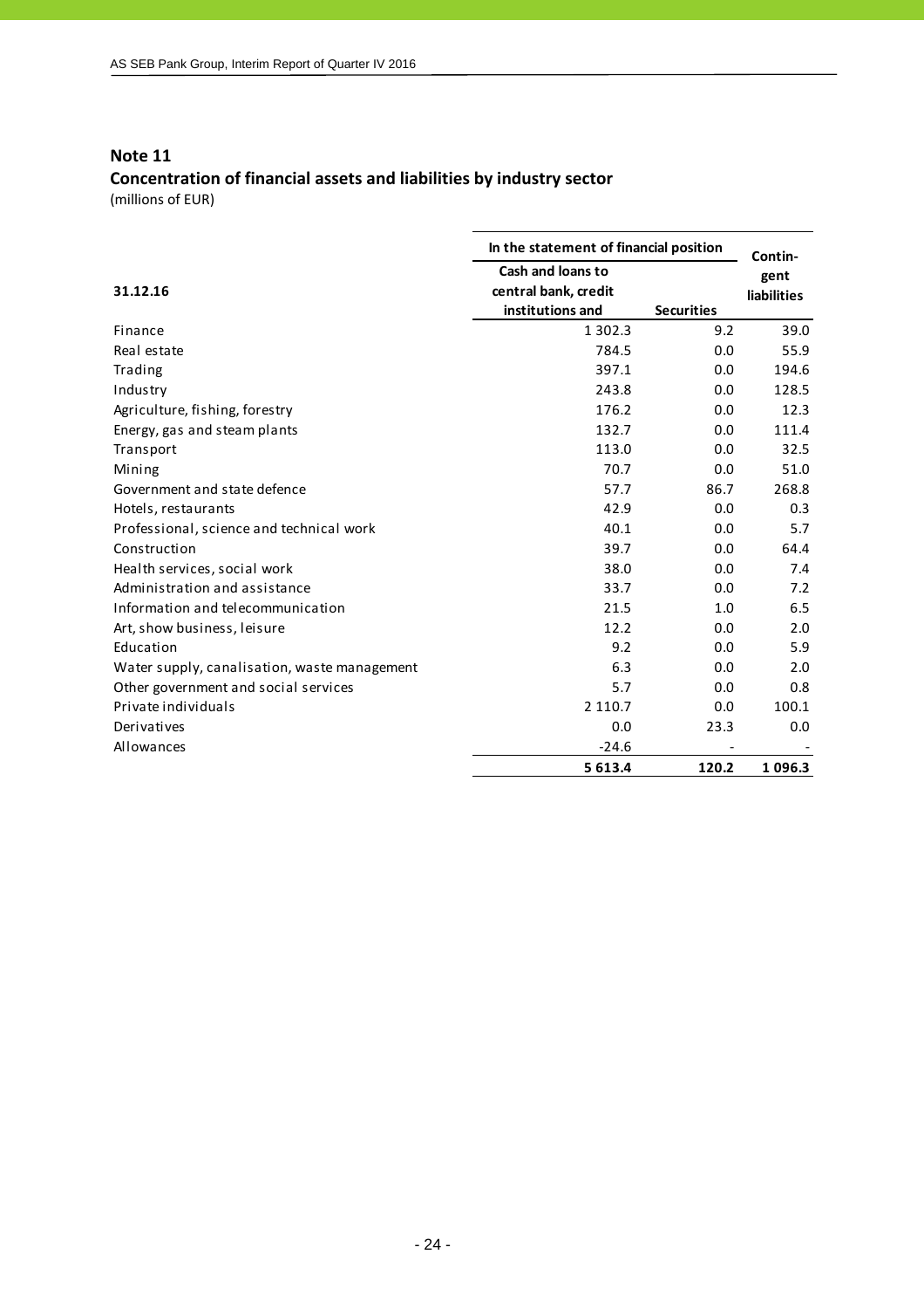## Note 11

### Concentration of financial assets and liabilities by industry sector

(millions of EUR)

| 31.12.16 | In the statement of financial position | | Contin-gent liabilities |
|---|---|---|---|
| | Cash and loans to central bank, credit institutions and | Securities | |
| Finance | 1 302.3 | 9.2 | 39.0 |
| Real estate | 784.5 | 0.0 | 55.9 |
| Trading | 397.1 | 0.0 | 194.6 |
| Industry | 243.8 | 0.0 | 128.5 |
| Agriculture, fishing, forestry | 176.2 | 0.0 | 12.3 |
| Energy, gas and steam plants | 132.7 | 0.0 | 111.4 |
| Transport | 113.0 | 0.0 | 32.5 |
| Mining | 70.7 | 0.0 | 51.0 |
| Government and state defence | 57.7 | 86.7 | 268.8 |
| Hotels, restaurants | 42.9 | 0.0 | 0.3 |
| Professional, science and technical work | 40.1 | 0.0 | 5.7 |
| Construction | 39.7 | 0.0 | 64.4 |
| Health services, social work | 38.0 | 0.0 | 7.4 |
| Administration and assistance | 33.7 | 0.0 | 7.2 |
| Information and telecommunication | 21.5 | 1.0 | 6.5 |
| Art, show business, leisure | 12.2 | 0.0 | 2.0 |
| Education | 9.2 | 0.0 | 5.9 |
| Water supply, canalisation, waste management | 6.3 | 0.0 | 2.0 |
| Other government and social services | 5.7 | 0.0 | 0.8 |
| Private individuals | 2 110.7 | 0.0 | 100.1 |
| Derivatives | 0.0 | 23.3 | 0.0 |
| Allowances | -24.6 | - | - |
| | **5 613.4** | **120.2** | **1 096.3** |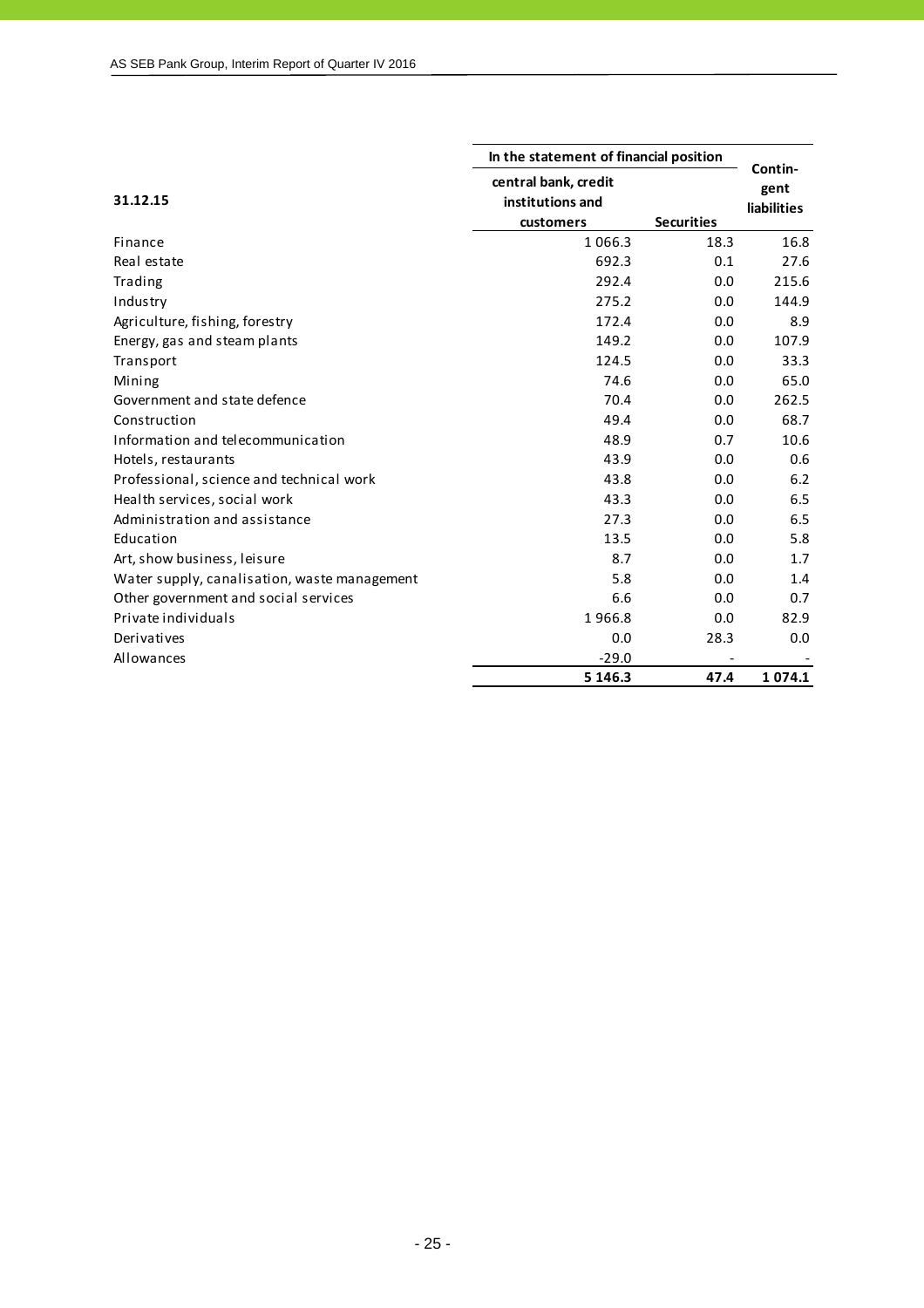| 31.12.15 | In the statement of financial position | | Contin-gent liabilities |
|---|---|---|---|
| | central bank, credit institutions and customers | Securities | |
| Finance | 1 066.3 | 18.3 | 16.8 |
| Real estate | 692.3 | 0.1 | 27.6 |
| Trading | 292.4 | 0.0 | 215.6 |
| Industry | 275.2 | 0.0 | 144.9 |
| Agriculture, fishing, forestry | 172.4 | 0.0 | 8.9 |
| Energy, gas and steam plants | 149.2 | 0.0 | 107.9 |
| Transport | 124.5 | 0.0 | 33.3 |
| Mining | 74.6 | 0.0 | 65.0 |
| Government and state defence | 70.4 | 0.0 | 262.5 |
| Construction | 49.4 | 0.0 | 68.7 |
| Information and telecommunication | 48.9 | 0.7 | 10.6 |
| Hotels, restaurants | 43.9 | 0.0 | 0.6 |
| Professional, science and technical work | 43.8 | 0.0 | 6.2 |
| Health services, social work | 43.3 | 0.0 | 6.5 |
| Administration and assistance | 27.3 | 0.0 | 6.5 |
| Education | 13.5 | 0.0 | 5.8 |
| Art, show business, leisure | 8.7 | 0.0 | 1.7 |
| Water supply, canalisation, waste management | 5.8 | 0.0 | 1.4 |
| Other government and social services | 6.6 | 0.0 | 0.7 |
| Private individuals | 1 966.8 | 0.0 | 82.9 |
| Derivatives | 0.0 | 28.3 | 0.0 |
| Allowances | -29.0 | - | - |
| | **5 146.3** | **47.4** | **1 074.1** |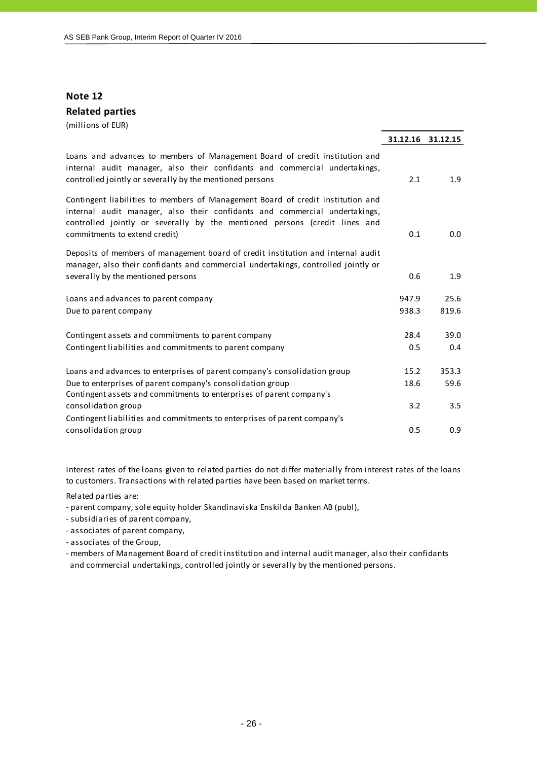## Note 12

### Related parties

(millions of EUR)

| | 31.12.16 | 31.12.15 |
|---|---|---|
| Loans and advances to members of Management Board of credit institution and internal audit manager, also their confidants and commercial undertakings, controlled jointly or severally by the mentioned persons | 2.1 | 1.9 |
| Contingent liabilities to members of Management Board of credit institution and internal audit manager, also their confidants and commercial undertakings, controlled jointly or severally by the mentioned persons (credit lines and commitments to extend credit) | 0.1 | 0.0 |
| Deposits of members of management board of credit institution and internal audit manager, also their confidants and commercial undertakings, controlled jointly or severally by the mentioned persons | 0.6 | 1.9 |
| Loans and advances to parent company | 947.9 | 25.6 |
| Due to parent company | 938.3 | 819.6 |
| Contingent assets and commitments to parent company | 28.4 | 39.0 |
| Contingent liabilities and commitments to parent company | 0.5 | 0.4 |
| Loans and advances to enterprises of parent company's consolidation group | 15.2 | 353.3 |
| Due to enterprises of parent company's consolidation group | 18.6 | 59.6 |
| Contingent assets and commitments to enterprises of parent company's consolidation group | 3.2 | 3.5 |
| Contingent liabilities and commitments to enterprises of parent company's consolidation group | 0.5 | 0.9 |

Interest rates of the loans given to related parties do not differ materially from interest rates of the loans to customers. Transactions with related parties have been based on market terms.

Related parties are:

- parent company, sole equity holder Skandinaviska Enskilda Banken AB (publ),
- subsidiaries of parent company,
- associates of parent company,
- associates of the Group,
- members of Management Board of credit institution and internal audit manager, also their confidants and commercial undertakings, controlled jointly or severally by the mentioned persons.